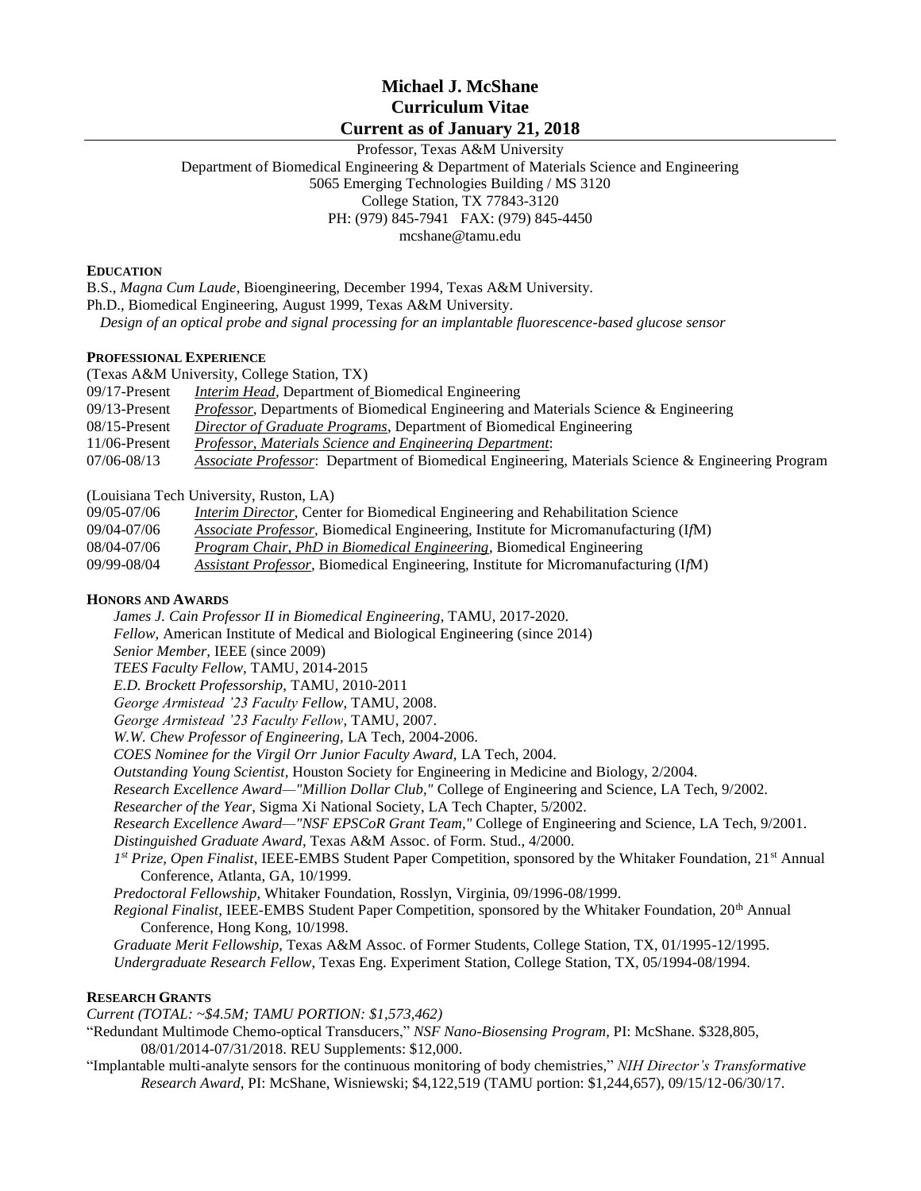# Michael J. McShane
# Curriculum Vitae
# Current as of January 21, 2018

Professor, Texas A&M University
Department of Biomedical Engineering & Department of Materials Science and Engineering
5065 Emerging Technologies Building / MS 3120
College Station, TX 77843-3120
PH: (979) 845-7941 FAX: (979) 845-4450
mcshane@tamu.edu

## EDUCATION

B.S., *Magna Cum Laude*, Bioengineering, December 1994, Texas A&M University.
Ph.D., Biomedical Engineering, August 1999, Texas A&M University.
*Design of an optical probe and signal processing for an implantable fluorescence-based glucose sensor*

## PROFESSIONAL EXPERIENCE

(Texas A&M University, College Station, TX)

09/17-Present *Interim Head*, Department of Biomedical Engineering
09/13-Present *Professor*, Departments of Biomedical Engineering and Materials Science & Engineering
08/15-Present *Director of Graduate Programs*, Department of Biomedical Engineering
11/06-Present *Professor, Materials Science and Engineering Department*:
07/06-08/13 *Associate Professor*: Department of Biomedical Engineering, Materials Science & Engineering Program

(Louisiana Tech University, Ruston, LA)

09/05-07/06 *Interim Director*, Center for Biomedical Engineering and Rehabilitation Science
09/04-07/06 *Associate Professor*, Biomedical Engineering, Institute for Micromanufacturing (I*f*M)
08/04-07/06 *Program Chair, PhD in Biomedical Engineering*, Biomedical Engineering
09/99-08/04 *Assistant Professor*, Biomedical Engineering, Institute for Micromanufacturing (I*f*M)

## HONORS AND AWARDS

*James J. Cain Professor II in Biomedical Engineering*, TAMU, 2017-2020.
*Fellow*, American Institute of Medical and Biological Engineering (since 2014)
*Senior Member*, IEEE (since 2009)
*TEES Faculty Fellow*, TAMU, 2014-2015
*E.D. Brockett Professorship*, TAMU, 2010-2011
*George Armistead '23 Faculty Fellow*, TAMU, 2008.
*George Armistead '23 Faculty Fellow*, TAMU, 2007.
*W.W. Chew Professor of Engineering*, LA Tech, 2004-2006.
*COES Nominee for the Virgil Orr Junior Faculty Award*, LA Tech, 2004.
*Outstanding Young Scientist*, Houston Society for Engineering in Medicine and Biology, 2/2004.
*Research Excellence Award—"Million Dollar Club,"* College of Engineering and Science, LA Tech, 9/2002.
*Researcher of the Year*, Sigma Xi National Society, LA Tech Chapter, 5/2002.
*Research Excellence Award—"NSF EPSCoR Grant Team,"* College of Engineering and Science, LA Tech, 9/2001.
*Distinguished Graduate Award*, Texas A&M Assoc. of Form. Stud., 4/2000.
*1st Prize, Open Finalist*, IEEE-EMBS Student Paper Competition, sponsored by the Whitaker Foundation, 21st Annual Conference, Atlanta, GA, 10/1999.
*Predoctoral Fellowship*, Whitaker Foundation, Rosslyn, Virginia, 09/1996-08/1999.
*Regional Finalist*, IEEE-EMBS Student Paper Competition, sponsored by the Whitaker Foundation, 20th Annual Conference, Hong Kong, 10/1998.
*Graduate Merit Fellowship*, Texas A&M Assoc. of Former Students, College Station, TX, 01/1995-12/1995.
*Undergraduate Research Fellow*, Texas Eng. Experiment Station, College Station, TX, 05/1994-08/1994.

## RESEARCH GRANTS

*Current (TOTAL: ~$4.5M; TAMU PORTION: $1,573,462)*

"Redundant Multimode Chemo-optical Transducers," *NSF Nano-Biosensing Program*, PI: McShane. $328,805, 08/01/2014-07/31/2018. REU Supplements: $12,000.

"Implantable multi-analyte sensors for the continuous monitoring of body chemistries," *NIH Director's Transformative Research Award*, PI: McShane, Wisniewski; $4,122,519 (TAMU portion: $1,244,657), 09/15/12-06/30/17.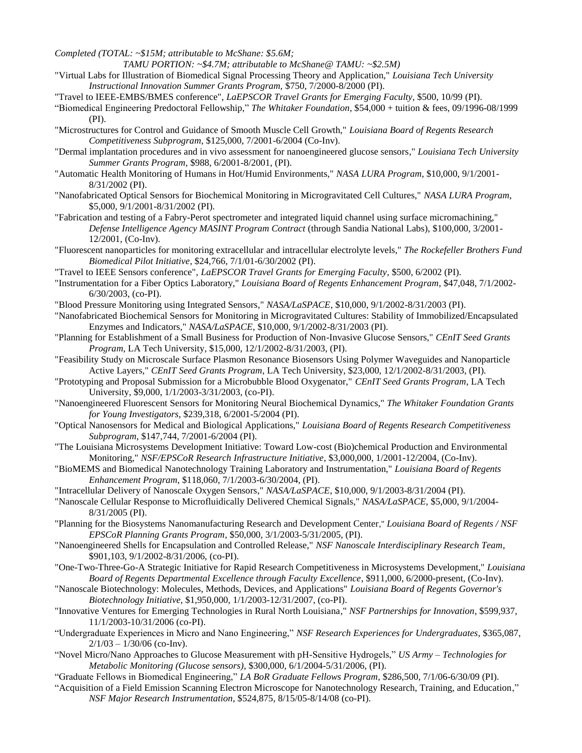*Completed (TOTAL: ~$15M; attributable to McShane: $5.6M;*
*TAMU PORTION: ~$4.7M; attributable to McShane@ TAMU: ~$2.5M)*

"Virtual Labs for Illustration of Biomedical Signal Processing Theory and Application," *Louisiana Tech University Instructional Innovation Summer Grants Program*, $750, 7/2000-8/2000 (PI).

"Travel to IEEE-EMBS/BMES conference", *LaEPSCOR Travel Grants for Emerging Faculty*, $500, 10/99 (PI).

"Biomedical Engineering Predoctoral Fellowship," *The Whitaker Foundation*, $54,000 + tuition & fees, 09/1996-08/1999 (PI).

"Microstructures for Control and Guidance of Smooth Muscle Cell Growth," *Louisiana Board of Regents Research Competitiveness Subprogram*, $125,000, 7/2001-6/2004 (Co-Inv).

"Dermal implantation procedures and in vivo assessment for nanoengineered glucose sensors," *Louisiana Tech University Summer Grants Program*, $988, 6/2001-8/2001, (PI).

"Automatic Health Monitoring of Humans in Hot/Humid Environments," *NASA LURA Program*, $10,000, 9/1/2001-8/31/2002 (PI).

"Nanofabricated Optical Sensors for Biochemical Monitoring in Microgravitated Cell Cultures," *NASA LURA Program*, $5,000, 9/1/2001-8/31/2002 (PI).

"Fabrication and testing of a Fabry-Perot spectrometer and integrated liquid channel using surface micromachining," *Defense Intelligence Agency MASINT Program Contract* (through Sandia National Labs), $100,000, 3/2001-12/2001, (Co-Inv).

"Fluorescent nanoparticles for monitoring extracellular and intracellular electrolyte levels," *The Rockefeller Brothers Fund Biomedical Pilot Initiative*, $24,766, 7/1/01-6/30/2002 (PI).

"Travel to IEEE Sensors conference", *LaEPSCOR Travel Grants for Emerging Faculty*, $500, 6/2002 (PI).

"Instrumentation for a Fiber Optics Laboratory," *Louisiana Board of Regents Enhancement Program*, $47,048, 7/1/2002-6/30/2003, (co-PI).

"Blood Pressure Monitoring using Integrated Sensors," *NASA/LaSPACE*, $10,000, 9/1/2002-8/31/2003 (PI).

"Nanofabricated Biochemical Sensors for Monitoring in Microgravitated Cultures: Stability of Immobilized/Encapsulated Enzymes and Indicators," *NASA/LaSPACE*, $10,000, 9/1/2002-8/31/2003 (PI).

"Planning for Establishment of a Small Business for Production of Non-Invasive Glucose Sensors," *CEnIT Seed Grants Program*, LA Tech University, $15,000, 12/1/2002-8/31/2003, (PI).

"Feasibility Study on Microscale Surface Plasmon Resonance Biosensors Using Polymer Waveguides and Nanoparticle Active Layers," *CEnIT Seed Grants Program*, LA Tech University, $23,000, 12/1/2002-8/31/2003, (PI).

"Prototyping and Proposal Submission for a Microbubble Blood Oxygenator," *CEnIT Seed Grants Program*, LA Tech University, $9,000, 1/1/2003-3/31/2003, (co-PI).

"Nanoengineered Fluorescent Sensors for Monitoring Neural Biochemical Dynamics," *The Whitaker Foundation Grants for Young Investigators*, $239,318, 6/2001-5/2004 (PI).

"Optical Nanosensors for Medical and Biological Applications," *Louisiana Board of Regents Research Competitiveness Subprogram*, $147,744, 7/2001-6/2004 (PI).

"The Louisiana Microsystems Development Initiative: Toward Low-cost (Bio)chemical Production and Environmental Monitoring," *NSF/EPSCoR Research Infrastructure Initiative*, $3,000,000, 1/2001-12/2004, (Co-Inv).

"BioMEMS and Biomedical Nanotechnology Training Laboratory and Instrumentation," *Louisiana Board of Regents Enhancement Program*, $118,060, 7/1/2003-6/30/2004, (PI).

"Intracellular Delivery of Nanoscale Oxygen Sensors," *NASA/LaSPACE*, $10,000, 9/1/2003-8/31/2004 (PI).

"Nanoscale Cellular Response to Microfluidically Delivered Chemical Signals," *NASA/LaSPACE*, $5,000, 9/1/2004-8/31/2005 (PI).

"Planning for the Biosystems Nanomanufacturing Research and Development Center," *Louisiana Board of Regents / NSF EPSCoR Planning Grants Program*, $50,000, 3/1/2003-5/31/2005, (PI).

"Nanoengineered Shells for Encapsulation and Controlled Release," *NSF Nanoscale Interdisciplinary Research Team*, $901,103, 9/1/2002-8/31/2006, (co-PI).

"One-Two-Three-Go-A Strategic Initiative for Rapid Research Competitiveness in Microsystems Development," *Louisiana Board of Regents Departmental Excellence through Faculty Excellence*, $911,000, 6/2000-present, (Co-Inv).

"Nanoscale Biotechnology: Molecules, Methods, Devices, and Applications" *Louisiana Board of Regents Governor's Biotechnology Initiative*, $1,950,000, 1/1/2003-12/31/2007, (co-PI).

"Innovative Ventures for Emerging Technologies in Rural North Louisiana," *NSF Partnerships for Innovation*, $599,937, 11/1/2003-10/31/2006 (co-PI).

"Undergraduate Experiences in Micro and Nano Engineering," *NSF Research Experiences for Undergraduates*, $365,087, 2/1/03 – 1/30/06 (co-Inv).

"Novel Micro/Nano Approaches to Glucose Measurement with pH-Sensitive Hydrogels," *US Army – Technologies for Metabolic Monitoring (Glucose sensors)*, $300,000, 6/1/2004-5/31/2006, (PI).

"Graduate Fellows in Biomedical Engineering," *LA BoR Graduate Fellows Program*, $286,500, 7/1/06-6/30/09 (PI).

"Acquisition of a Field Emission Scanning Electron Microscope for Nanotechnology Research, Training, and Education," *NSF Major Research Instrumentation*, $524,875, 8/15/05-8/14/08 (co-PI).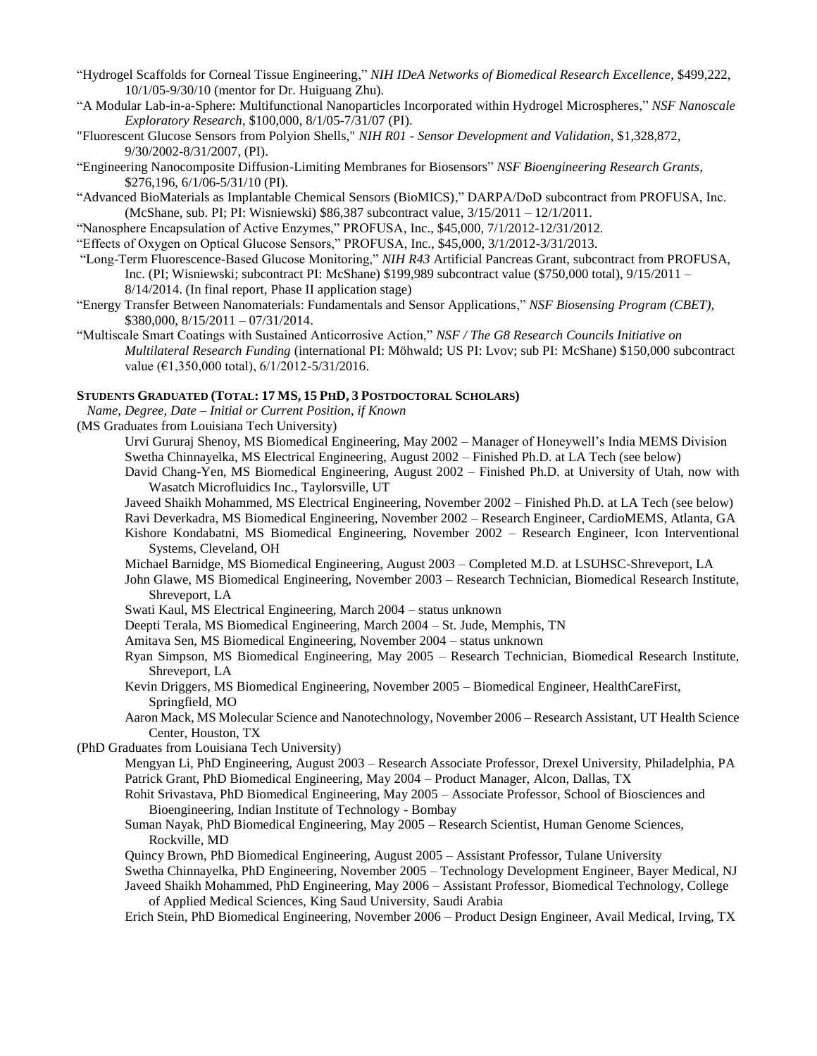"Hydrogel Scaffolds for Corneal Tissue Engineering," *NIH IDeA Networks of Biomedical Research Excellence*, \$499,222, 10/1/05-9/30/10 (mentor for Dr. Huiguang Zhu).

"A Modular Lab-in-a-Sphere: Multifunctional Nanoparticles Incorporated within Hydrogel Microspheres," *NSF Nanoscale Exploratory Research*, \$100,000, 8/1/05-7/31/07 (PI).

"Fluorescent Glucose Sensors from Polyion Shells," *NIH R01 - Sensor Development and Validation*, \$1,328,872, 9/30/2002-8/31/2007, (PI).

"Engineering Nanocomposite Diffusion-Limiting Membranes for Biosensors" *NSF Bioengineering Research Grants*, \$276,196, 6/1/06-5/31/10 (PI).

"Advanced BioMaterials as Implantable Chemical Sensors (BioMICS)," DARPA/DoD subcontract from PROFUSA, Inc. (McShane, sub. PI; PI: Wisniewski) \$86,387 subcontract value, 3/15/2011 – 12/1/2011.

"Nanosphere Encapsulation of Active Enzymes," PROFUSA, Inc., \$45,000, 7/1/2012-12/31/2012.

"Effects of Oxygen on Optical Glucose Sensors," PROFUSA, Inc., \$45,000, 3/1/2012-3/31/2013.

"Long-Term Fluorescence-Based Glucose Monitoring," *NIH R43* Artificial Pancreas Grant, subcontract from PROFUSA, Inc. (PI; Wisniewski; subcontract PI: McShane) \$199,989 subcontract value (\$750,000 total), 9/15/2011 – 8/14/2014. (In final report, Phase II application stage)

"Energy Transfer Between Nanomaterials: Fundamentals and Sensor Applications," *NSF Biosensing Program (CBET)*, \$380,000, 8/15/2011 – 07/31/2014.

"Multiscale Smart Coatings with Sustained Anticorrosive Action," *NSF / The G8 Research Councils Initiative on Multilateral Research Funding* (international PI: Möhwald; US PI: Lvov; sub PI: McShane) \$150,000 subcontract value (€1,350,000 total), 6/1/2012-5/31/2016.

## STUDENTS GRADUATED (TOTAL: 17 MS, 15 PHD, 3 POSTDOCTORAL SCHOLARS)

*Name, Degree, Date – Initial or Current Position, if Known*

(MS Graduates from Louisiana Tech University)

- Urvi Gururaj Shenoy, MS Biomedical Engineering, May 2002 – Manager of Honeywell's India MEMS Division
- Swetha Chinnayelka, MS Electrical Engineering, August 2002 – Finished Ph.D. at LA Tech (see below)
- David Chang-Yen, MS Biomedical Engineering, August 2002 – Finished Ph.D. at University of Utah, now with Wasatch Microfluidics Inc., Taylorsville, UT
- Javeed Shaikh Mohammed, MS Electrical Engineering, November 2002 – Finished Ph.D. at LA Tech (see below)
- Ravi Deverkadra, MS Biomedical Engineering, November 2002 – Research Engineer, CardioMEMS, Atlanta, GA
- Kishore Kondabatni, MS Biomedical Engineering, November 2002 – Research Engineer, Icon Interventional Systems, Cleveland, OH
- Michael Barnidge, MS Biomedical Engineering, August 2003 – Completed M.D. at LSUHSC-Shreveport, LA
- John Glawe, MS Biomedical Engineering, November 2003 – Research Technician, Biomedical Research Institute, Shreveport, LA
- Swati Kaul, MS Electrical Engineering, March 2004 – status unknown
- Deepti Terala, MS Biomedical Engineering, March 2004 – St. Jude, Memphis, TN
- Amitava Sen, MS Biomedical Engineering, November 2004 – status unknown
- Ryan Simpson, MS Biomedical Engineering, May 2005 – Research Technician, Biomedical Research Institute, Shreveport, LA
- Kevin Driggers, MS Biomedical Engineering, November 2005 – Biomedical Engineer, HealthCareFirst, Springfield, MO
- Aaron Mack, MS Molecular Science and Nanotechnology, November 2006 – Research Assistant, UT Health Science Center, Houston, TX

(PhD Graduates from Louisiana Tech University)

- Mengyan Li, PhD Engineering, August 2003 – Research Associate Professor, Drexel University, Philadelphia, PA
- Patrick Grant, PhD Biomedical Engineering, May 2004 – Product Manager, Alcon, Dallas, TX
- Rohit Srivastava, PhD Biomedical Engineering, May 2005 – Associate Professor, School of Biosciences and Bioengineering, Indian Institute of Technology - Bombay
- Suman Nayak, PhD Biomedical Engineering, May 2005 – Research Scientist, Human Genome Sciences, Rockville, MD
- Quincy Brown, PhD Biomedical Engineering, August 2005 – Assistant Professor, Tulane University
- Swetha Chinnayelka, PhD Engineering, November 2005 – Technology Development Engineer, Bayer Medical, NJ
- Javeed Shaikh Mohammed, PhD Engineering, May 2006 – Assistant Professor, Biomedical Technology, College of Applied Medical Sciences, King Saud University, Saudi Arabia
- Erich Stein, PhD Biomedical Engineering, November 2006 – Product Design Engineer, Avail Medical, Irving, TX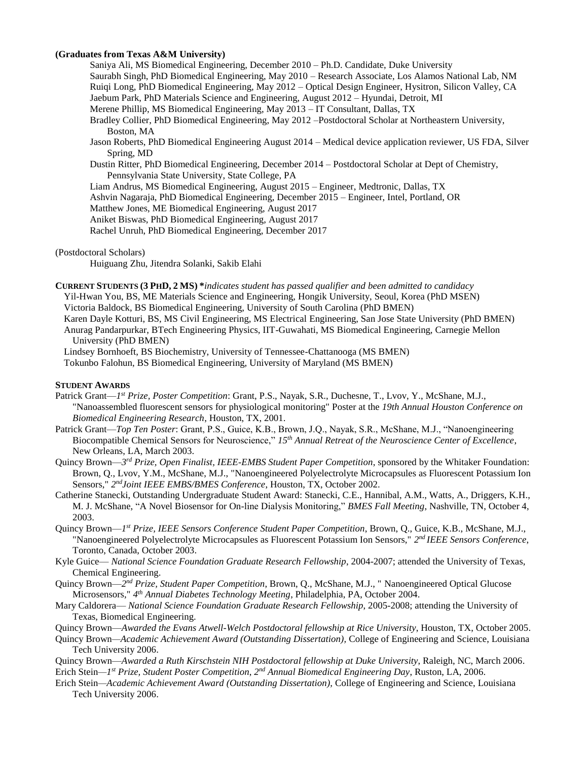**(Graduates from Texas A&M University)**

Saniya Ali, MS Biomedical Engineering, December 2010 – Ph.D. Candidate, Duke University
Saurabh Singh, PhD Biomedical Engineering, May 2010 – Research Associate, Los Alamos National Lab, NM
Ruiqi Long, PhD Biomedical Engineering, May 2012 – Optical Design Engineer, Hysitron, Silicon Valley, CA
Jaebum Park, PhD Materials Science and Engineering, August 2012 – Hyundai, Detroit, MI
Merene Phillip, MS Biomedical Engineering, May 2013 – IT Consultant, Dallas, TX
Bradley Collier, PhD Biomedical Engineering, May 2012 –Postdoctoral Scholar at Northeastern University, Boston, MA
Jason Roberts, PhD Biomedical Engineering August 2014 – Medical device application reviewer, US FDA, Silver Spring, MD
Dustin Ritter, PhD Biomedical Engineering, December 2014 – Postdoctoral Scholar at Dept of Chemistry, Pennsylvania State University, State College, PA
Liam Andrus, MS Biomedical Engineering, August 2015 – Engineer, Medtronic, Dallas, TX
Ashvin Nagaraja, PhD Biomedical Engineering, December 2015 – Engineer, Intel, Portland, OR
Matthew Jones, ME Biomedical Engineering, August 2017
Aniket Biswas, PhD Biomedical Engineering, August 2017
Rachel Unruh, PhD Biomedical Engineering, December 2017

(Postdoctoral Scholars)

Huiguang Zhu, Jitendra Solanki, Sakib Elahi

**CURRENT STUDENTS (3 PHD, 2 MS)** *\*indicates student has passed qualifier and been admitted to candidacy*

Yil-Hwan You, BS, ME Materials Science and Engineering, Hongik University, Seoul, Korea (PhD MSEN)
Victoria Baldock, BS Biomedical Engineering, University of South Carolina (PhD BMEN)
Karen Dayle Kotturi, BS, MS Civil Engineering, MS Electrical Engineering, San Jose State University (PhD BMEN)
Anurag Pandarpurkar, BTech Engineering Physics, IIT-Guwahati, MS Biomedical Engineering, Carnegie Mellon University (PhD BMEN)
Lindsey Bornhoeft, BS Biochemistry, University of Tennessee-Chattanooga (MS BMEN)
Tokunbo Falohun, BS Biomedical Engineering, University of Maryland (MS BMEN)

**STUDENT AWARDS**

Patrick Grant—*1st Prize, Poster Competition*: Grant, P.S., Nayak, S.R., Duchesne, T., Lvov, Y., McShane, M.J., "Nanoassembled fluorescent sensors for physiological monitoring" Poster at the *19th Annual Houston Conference on Biomedical Engineering Research*, Houston, TX, 2001.

Patrick Grant—*Top Ten Poster*: Grant, P.S., Guice, K.B., Brown, J.Q., Nayak, S.R., McShane, M.J., "Nanoengineering Biocompatible Chemical Sensors for Neuroscience," *15th Annual Retreat of the Neuroscience Center of Excellence*, New Orleans, LA, March 2003.

Quincy Brown—*3rd Prize, Open Finalist, IEEE-EMBS Student Paper Competition*, sponsored by the Whitaker Foundation: Brown, Q., Lvov, Y.M., McShane, M.J., "Nanoengineered Polyelectrolyte Microcapsules as Fluorescent Potassium Ion Sensors," *2nd Joint IEEE EMBS/BMES Conference*, Houston, TX, October 2002.

Catherine Stanecki, Outstanding Undergraduate Student Award: Stanecki, C.E., Hannibal, A.M., Watts, A., Driggers, K.H., M. J. McShane, "A Novel Biosensor for On-line Dialysis Monitoring," *BMES Fall Meeting*, Nashville, TN, October 4, 2003.

Quincy Brown—*1st Prize, IEEE Sensors Conference Student Paper Competition,* Brown, Q., Guice, K.B., McShane, M.J., "Nanoengineered Polyelectrolyte Microcapsules as Fluorescent Potassium Ion Sensors," *2nd IEEE Sensors Conference*, Toronto, Canada, October 2003.

Kyle Guice— *National Science Foundation Graduate Research Fellowship*, 2004-2007; attended the University of Texas, Chemical Engineering.

Quincy Brown—*2nd Prize, Student Paper Competition,* Brown, Q., McShane, M.J., " Nanoengineered Optical Glucose Microsensors," *4th Annual Diabetes Technology Meeting*, Philadelphia, PA, October 2004.

Mary Caldorera— *National Science Foundation Graduate Research Fellowship*, 2005-2008; attending the University of Texas, Biomedical Engineering.

Quincy Brown—*Awarded the Evans Atwell-Welch Postdoctoral fellowship at Rice University*, Houston, TX, October 2005.

Quincy Brown—*Academic Achievement Award (Outstanding Dissertation),* College of Engineering and Science, Louisiana Tech University 2006.

Quincy Brown—*Awarded a Ruth Kirschstein NIH Postdoctoral fellowship at Duke University*, Raleigh, NC, March 2006.

Erich Stein—*1st Prize, Student Poster Competition, 2nd Annual Biomedical Engineering Day*, Ruston, LA, 2006.

Erich Stein—*Academic Achievement Award (Outstanding Dissertation),* College of Engineering and Science, Louisiana Tech University 2006.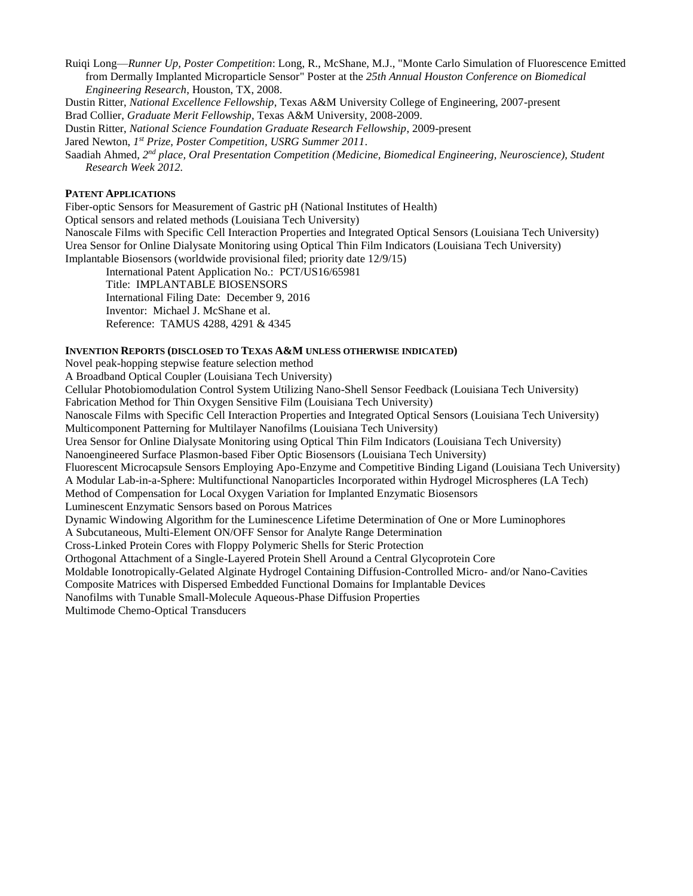Ruiqi Long—*Runner Up, Poster Competition*: Long, R., McShane, M.J., "Monte Carlo Simulation of Fluorescence Emitted from Dermally Implanted Microparticle Sensor" Poster at the *25th Annual Houston Conference on Biomedical Engineering Research*, Houston, TX, 2008.

Dustin Ritter, *National Excellence Fellowship*, Texas A&M University College of Engineering, 2007-present

Brad Collier, *Graduate Merit Fellowship*, Texas A&M University, 2008-2009.

Dustin Ritter, *National Science Foundation Graduate Research Fellowship*, 2009-present

Jared Newton, *1st Prize, Poster Competition, USRG Summer 2011*.

Saadiah Ahmed, *2nd place, Oral Presentation Competition (Medicine, Biomedical Engineering, Neuroscience), Student Research Week 2012.*

**PATENT APPLICATIONS**

Fiber-optic Sensors for Measurement of Gastric pH (National Institutes of Health)

Optical sensors and related methods (Louisiana Tech University)

Nanoscale Films with Specific Cell Interaction Properties and Integrated Optical Sensors (Louisiana Tech University)

Urea Sensor for Online Dialysate Monitoring using Optical Thin Film Indicators (Louisiana Tech University)

Implantable Biosensors (worldwide provisional filed; priority date 12/9/15)

International Patent Application No.: PCT/US16/65981
Title: IMPLANTABLE BIOSENSORS
International Filing Date: December 9, 2016
Inventor: Michael J. McShane et al.
Reference: TAMUS 4288, 4291 & 4345

**INVENTION REPORTS (DISCLOSED TO TEXAS A&M UNLESS OTHERWISE INDICATED)**

Novel peak-hopping stepwise feature selection method

A Broadband Optical Coupler (Louisiana Tech University)

Cellular Photobiomodulation Control System Utilizing Nano-Shell Sensor Feedback (Louisiana Tech University)

Fabrication Method for Thin Oxygen Sensitive Film (Louisiana Tech University)

Nanoscale Films with Specific Cell Interaction Properties and Integrated Optical Sensors (Louisiana Tech University)

Multicomponent Patterning for Multilayer Nanofilms (Louisiana Tech University)

Urea Sensor for Online Dialysate Monitoring using Optical Thin Film Indicators (Louisiana Tech University)

Nanoengineered Surface Plasmon-based Fiber Optic Biosensors (Louisiana Tech University)

Fluorescent Microcapsule Sensors Employing Apo-Enzyme and Competitive Binding Ligand (Louisiana Tech University)

A Modular Lab-in-a-Sphere: Multifunctional Nanoparticles Incorporated within Hydrogel Microspheres (LA Tech)

Method of Compensation for Local Oxygen Variation for Implanted Enzymatic Biosensors

Luminescent Enzymatic Sensors based on Porous Matrices

Dynamic Windowing Algorithm for the Luminescence Lifetime Determination of One or More Luminophores

A Subcutaneous, Multi-Element ON/OFF Sensor for Analyte Range Determination

Cross-Linked Protein Cores with Floppy Polymeric Shells for Steric Protection

Orthogonal Attachment of a Single-Layered Protein Shell Around a Central Glycoprotein Core

Moldable Ionotropically-Gelated Alginate Hydrogel Containing Diffusion-Controlled Micro- and/or Nano-Cavities

Composite Matrices with Dispersed Embedded Functional Domains for Implantable Devices

Nanofilms with Tunable Small-Molecule Aqueous-Phase Diffusion Properties

Multimode Chemo-Optical Transducers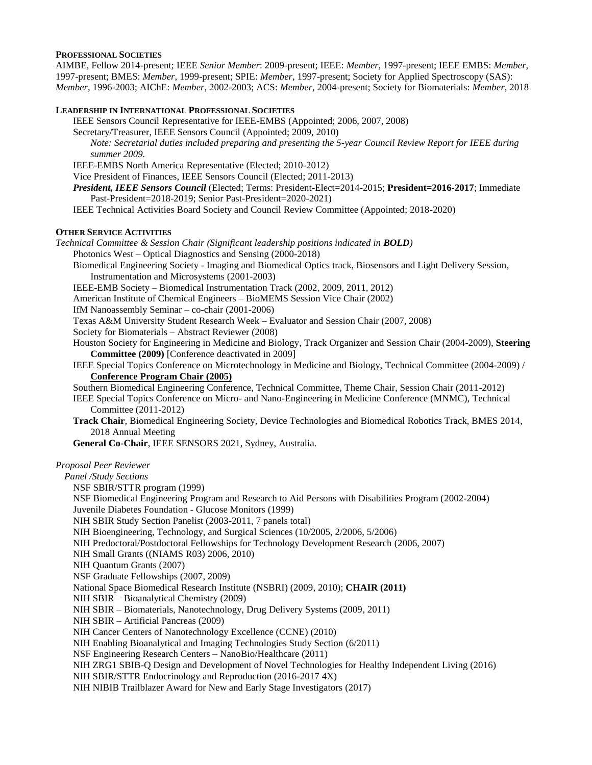**PROFESSIONAL SOCIETIES**

AIMBE, Fellow 2014-present; IEEE *Senior Member*: 2009-present; IEEE: *Member*, 1997-present; IEEE EMBS: *Member*, 1997-present; BMES: *Member*, 1999-present; SPIE: *Member*, 1997-present; Society for Applied Spectroscopy (SAS): *Member*, 1996-2003; AIChE: *Member*, 2002-2003; ACS: *Member*, 2004-present; Society for Biomaterials: *Member*, 2018

**LEADERSHIP IN INTERNATIONAL PROFESSIONAL SOCIETIES**

IEEE Sensors Council Representative for IEEE-EMBS (Appointed; 2006, 2007, 2008)

Secretary/Treasurer, IEEE Sensors Council (Appointed; 2009, 2010)

*Note: Secretarial duties included preparing and presenting the 5-year Council Review Report for IEEE during summer 2009.*

IEEE-EMBS North America Representative (Elected; 2010-2012)

Vice President of Finances, IEEE Sensors Council (Elected; 2011-2013)

***President, IEEE Sensors Council*** (Elected; Terms: President-Elect=2014-2015; **President=2016-2017**; Immediate Past-President=2018-2019; Senior Past-President=2020-2021)

IEEE Technical Activities Board Society and Council Review Committee (Appointed; 2018-2020)

**OTHER SERVICE ACTIVITIES**

*Technical Committee & Session Chair (Significant leadership positions indicated in **BOLD**)*

Photonics West – Optical Diagnostics and Sensing (2000-2018)

Biomedical Engineering Society - Imaging and Biomedical Optics track, Biosensors and Light Delivery Session, Instrumentation and Microsystems (2001-2003)

IEEE-EMB Society – Biomedical Instrumentation Track (2002, 2009, 2011, 2012)

American Institute of Chemical Engineers – BioMEMS Session Vice Chair (2002)

IfM Nanoassembly Seminar – co-chair (2001-2006)

Texas A&M University Student Research Week – Evaluator and Session Chair (2007, 2008)

Society for Biomaterials – Abstract Reviewer (2008)

Houston Society for Engineering in Medicine and Biology, Track Organizer and Session Chair (2004-2009), **Steering Committee (2009)** [Conference deactivated in 2009]

IEEE Special Topics Conference on Microtechnology in Medicine and Biology, Technical Committee (2004-2009) / **<u>Conference Program Chair (2005)</u>**

Southern Biomedical Engineering Conference, Technical Committee, Theme Chair, Session Chair (2011-2012)

IEEE Special Topics Conference on Micro- and Nano-Engineering in Medicine Conference (MNMC), Technical Committee (2011-2012)

**Track Chair**, Biomedical Engineering Society, Device Technologies and Biomedical Robotics Track, BMES 2014, 2018 Annual Meeting

**General Co-Chair**, IEEE SENSORS 2021, Sydney, Australia.

*Proposal Peer Reviewer*

*Panel /Study Sections*

NSF SBIR/STTR program (1999)

NSF Biomedical Engineering Program and Research to Aid Persons with Disabilities Program (2002-2004)

Juvenile Diabetes Foundation - Glucose Monitors (1999)

NIH SBIR Study Section Panelist (2003-2011, 7 panels total)

NIH Bioengineering, Technology, and Surgical Sciences (10/2005, 2/2006, 5/2006)

NIH Predoctoral/Postdoctoral Fellowships for Technology Development Research (2006, 2007)

NIH Small Grants ((NIAMS R03) 2006, 2010)

NIH Quantum Grants (2007)

NSF Graduate Fellowships (2007, 2009)

National Space Biomedical Research Institute (NSBRI) (2009, 2010); **CHAIR (2011)**

NIH SBIR – Bioanalytical Chemistry (2009)

NIH SBIR – Biomaterials, Nanotechnology, Drug Delivery Systems (2009, 2011)

NIH SBIR – Artificial Pancreas (2009)

NIH Cancer Centers of Nanotechnology Excellence (CCNE) (2010)

NIH Enabling Bioanalytical and Imaging Technologies Study Section (6/2011)

NSF Engineering Research Centers – NanoBio/Healthcare (2011)

NIH ZRG1 SBIB-Q Design and Development of Novel Technologies for Healthy Independent Living (2016)

NIH SBIR/STTR Endocrinology and Reproduction (2016-2017 4X)

NIH NIBIB Trailblazer Award for New and Early Stage Investigators (2017)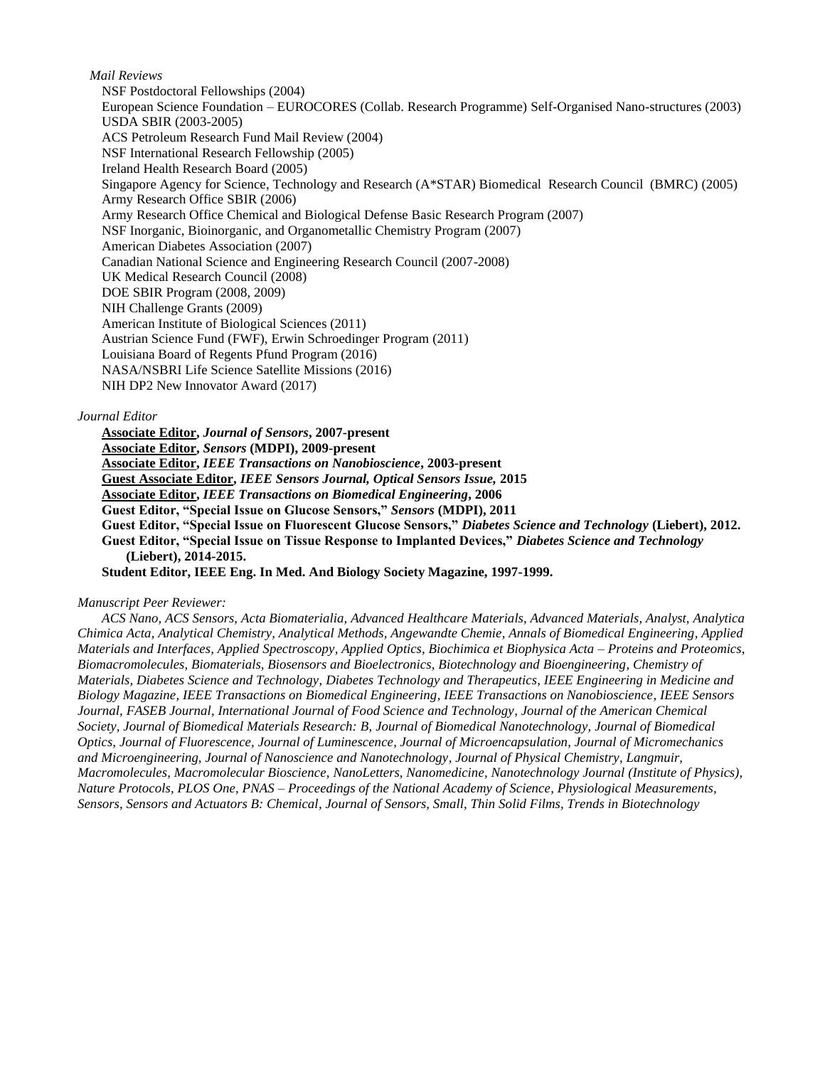*Mail Reviews*

NSF Postdoctoral Fellowships (2004)
European Science Foundation – EUROCORES (Collab. Research Programme) Self-Organised Nano-structures (2003)
USDA SBIR (2003-2005)
ACS Petroleum Research Fund Mail Review (2004)
NSF International Research Fellowship (2005)
Ireland Health Research Board (2005)
Singapore Agency for Science, Technology and Research (A*STAR) Biomedical Research Council (BMRC) (2005)
Army Research Office SBIR (2006)
Army Research Office Chemical and Biological Defense Basic Research Program (2007)
NSF Inorganic, Bioinorganic, and Organometallic Chemistry Program (2007)
American Diabetes Association (2007)
Canadian National Science and Engineering Research Council (2007-2008)
UK Medical Research Council (2008)
DOE SBIR Program (2008, 2009)
NIH Challenge Grants (2009)
American Institute of Biological Sciences (2011)
Austrian Science Fund (FWF), Erwin Schroedinger Program (2011)
Louisiana Board of Regents Pfund Program (2016)
NASA/NSBRI Life Science Satellite Missions (2016)
NIH DP2 New Innovator Award (2017)

*Journal Editor*

**<u>Associate Editor</u>, *Journal of Sensors*, 2007-present**
**<u>Associate Editor</u>, *Sensors* (MDPI), 2009-present**
**<u>Associate Editor</u>, *IEEE Transactions on Nanobioscience*, 2003-present**
**<u>Guest Associate Editor</u>, *IEEE Sensors Journal, Optical Sensors Issue,* 2015**
**<u>Associate Editor</u>, *IEEE Transactions on Biomedical Engineering*, 2006**
**Guest Editor, "Special Issue on Glucose Sensors," *Sensors* (MDPI), 2011**
**Guest Editor, "Special Issue on Fluorescent Glucose Sensors," *Diabetes Science and Technology* (Liebert), 2012.**
**Guest Editor, "Special Issue on Tissue Response to Implanted Devices," *Diabetes Science and Technology* (Liebert), 2014-2015.**
**Student Editor, IEEE Eng. In Med. And Biology Society Magazine, 1997-1999.**

*Manuscript Peer Reviewer:*

*ACS Nano, ACS Sensors, Acta Biomaterialia, Advanced Healthcare Materials, Advanced Materials, Analyst, Analytica Chimica Acta, Analytical Chemistry, Analytical Methods, Angewandte Chemie, Annals of Biomedical Engineering, Applied Materials and Interfaces, Applied Spectroscopy, Applied Optics, Biochimica et Biophysica Acta – Proteins and Proteomics, Biomacromolecules, Biomaterials, Biosensors and Bioelectronics, Biotechnology and Bioengineering, Chemistry of Materials, Diabetes Science and Technology, Diabetes Technology and Therapeutics, IEEE Engineering in Medicine and Biology Magazine, IEEE Transactions on Biomedical Engineering, IEEE Transactions on Nanobioscience, IEEE Sensors Journal, FASEB Journal, International Journal of Food Science and Technology, Journal of the American Chemical Society, Journal of Biomedical Materials Research: B, Journal of Biomedical Nanotechnology, Journal of Biomedical Optics, Journal of Fluorescence, Journal of Luminescence, Journal of Microencapsulation, Journal of Micromechanics and Microengineering, Journal of Nanoscience and Nanotechnology, Journal of Physical Chemistry, Langmuir, Macromolecules, Macromolecular Bioscience, NanoLetters, Nanomedicine, Nanotechnology Journal (Institute of Physics), Nature Protocols, PLOS One, PNAS – Proceedings of the National Academy of Science, Physiological Measurements, Sensors, Sensors and Actuators B: Chemical, Journal of Sensors, Small, Thin Solid Films, Trends in Biotechnology*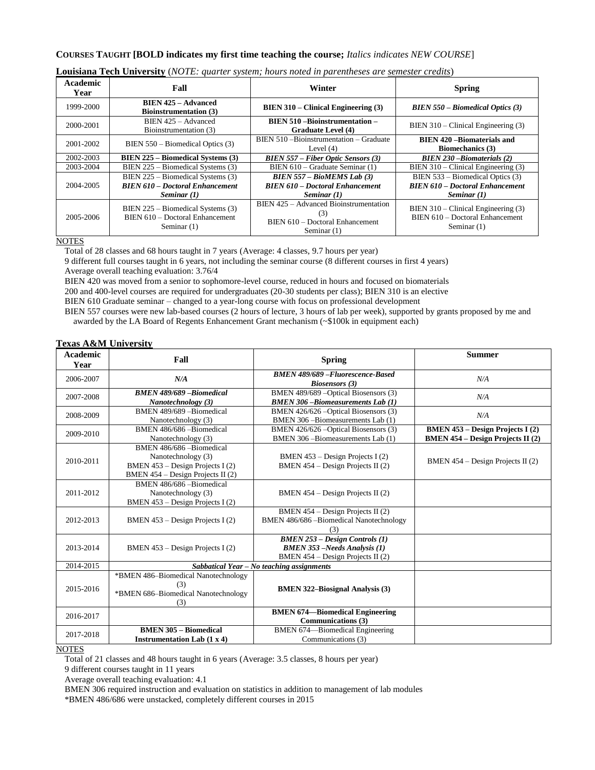**COURSES TAUGHT [BOLD indicates my first time teaching the course;** *Italics indicates NEW COURSE*]

**Louisiana Tech University** (*NOTE: quarter system; hours noted in parentheses are semester credits*)

| Academic Year | Fall | Winter | Spring |
|---|---|---|---|
| 1999-2000 | **BIEN 425 – Advanced Bioinstrumentation (3)** | **BIEN 310 – Clinical Engineering (3)** | ***BIEN 550 – Biomedical Optics (3)*** |
| 2000-2001 | BIEN 425 – Advanced Bioinstrumentation (3) | **BIEN 510 –Bioinstrumentation – Graduate Level (4)** | BIEN 310 – Clinical Engineering (3) |
| 2001-2002 | BIEN 550 – Biomedical Optics (3) | BIEN 510 –Bioinstrumentation – Graduate Level (4) | **BIEN 420 –Biomaterials and Biomechanics (3)** |
| 2002-2003 | **BIEN 225 – Biomedical Systems (3)** | ***BIEN 557 – Fiber Optic Sensors (3)*** | ***BIEN 230 –Biomaterials (2)*** |
| 2003-2004 | BIEN 225 – Biomedical Systems (3) | BIEN 610 – Graduate Seminar (1) | BIEN 310 – Clinical Engineering (3) |
| 2004-2005 | BIEN 225 – Biomedical Systems (3)<br>***BIEN 610 – Doctoral Enhancement Seminar (1)*** | ***BIEN 557 – BioMEMS Lab (3)***<br>***BIEN 610 – Doctoral Enhancement Seminar (1)*** | BIEN 533 – Biomedical Optics (3)<br>***BIEN 610 – Doctoral Enhancement Seminar (1)*** |
| 2005-2006 | BIEN 225 – Biomedical Systems (3)<br>BIEN 610 – Doctoral Enhancement Seminar (1) | BIEN 425 – Advanced Bioinstrumentation (3)<br>BIEN 610 – Doctoral Enhancement Seminar (1) | BIEN 310 – Clinical Engineering (3)<br>BIEN 610 – Doctoral Enhancement Seminar (1) |

NOTES

- Total of 28 classes and 68 hours taught in 7 years (Average: 4 classes, 9.7 hours per year)
- 9 different full courses taught in 6 years, not including the seminar course (8 different courses in first 4 years)
- Average overall teaching evaluation: 3.76/4
- BIEN 420 was moved from a senior to sophomore-level course, reduced in hours and focused on biomaterials
- 200 and 400-level courses are required for undergraduates (20-30 students per class); BIEN 310 is an elective
- BIEN 610 Graduate seminar – changed to a year-long course with focus on professional development
- BIEN 557 courses were new lab-based courses (2 hours of lecture, 3 hours of lab per week), supported by grants proposed by me and awarded by the LA Board of Regents Enhancement Grant mechanism (~$100k in equipment each)

**Texas A&M University**

| Academic Year | Fall | Spring | Summer |
|---|---|---|---|
| 2006-2007 | ***N/A*** | ***BMEN 489/689 –Fluorescence-Based Biosensors (3)*** | *N/A* |
| 2007-2008 | ***BMEN 489/689 –Biomedical Nanotechnology (3)*** | BMEN 489/689 –Optical Biosensors (3)<br>***BMEN 306 –Biomeasurements Lab (1)*** | *N/A* |
| 2008-2009 | BMEN 489/689 –Biomedical Nanotechnology (3) | BMEN 426/626 –Optical Biosensors (3)<br>BMEN 306 –Biomeasurements Lab (1) | *N/A* |
| 2009-2010 | BMEN 486/686 –Biomedical Nanotechnology (3) | BMEN 426/626 –Optical Biosensors (3)<br>BMEN 306 –Biomeasurements Lab (1) | **BMEN 453 – Design Projects I (2)**<br>**BMEN 454 – Design Projects II (2)** |
| 2010-2011 | BMEN 486/686 –Biomedical Nanotechnology (3)<br>BMEN 453 – Design Projects I (2)<br>BMEN 454 – Design Projects II (2) | BMEN 453 – Design Projects I (2)<br>BMEN 454 – Design Projects II (2) | BMEN 454 – Design Projects II (2) |
| 2011-2012 | BMEN 486/686 –Biomedical Nanotechnology (3)<br>BMEN 453 – Design Projects I (2) | BMEN 454 – Design Projects II (2) | |
| 2012-2013 | BMEN 453 – Design Projects I (2) | BMEN 454 – Design Projects II (2)<br>BMEN 486/686 –Biomedical Nanotechnology (3) | |
| 2013-2014 | BMEN 453 – Design Projects I (2) | ***BMEN 253 – Design Controls (1)***<br>***BMEN 353 –Needs Analysis (1)***<br>BMEN 454 – Design Projects II (2) | |
| 2014-2015 | ***Sabbatical Year – No teaching assignments*** | | |
| 2015-2016 | *BMEN 486–Biomedical Nanotechnology (3)<br>*BMEN 686–Biomedical Nanotechnology (3) | **BMEN 322–Biosignal Analysis (3)** | |
| 2016-2017 | | **BMEN 674—Biomedical Engineering Communications (3)** | |
| 2017-2018 | **BMEN 305 – Biomedical Instrumentation Lab (1 x 4)** | BMEN 674—Biomedical Engineering Communications (3) | |

NOTES

- Total of 21 classes and 48 hours taught in 6 years (Average: 3.5 classes, 8 hours per year)
- 9 different courses taught in 11 years
- Average overall teaching evaluation: 4.1
- BMEN 306 required instruction and evaluation on statistics in addition to management of lab modules
- *BMEN 486/686 were unstacked, completely different courses in 2015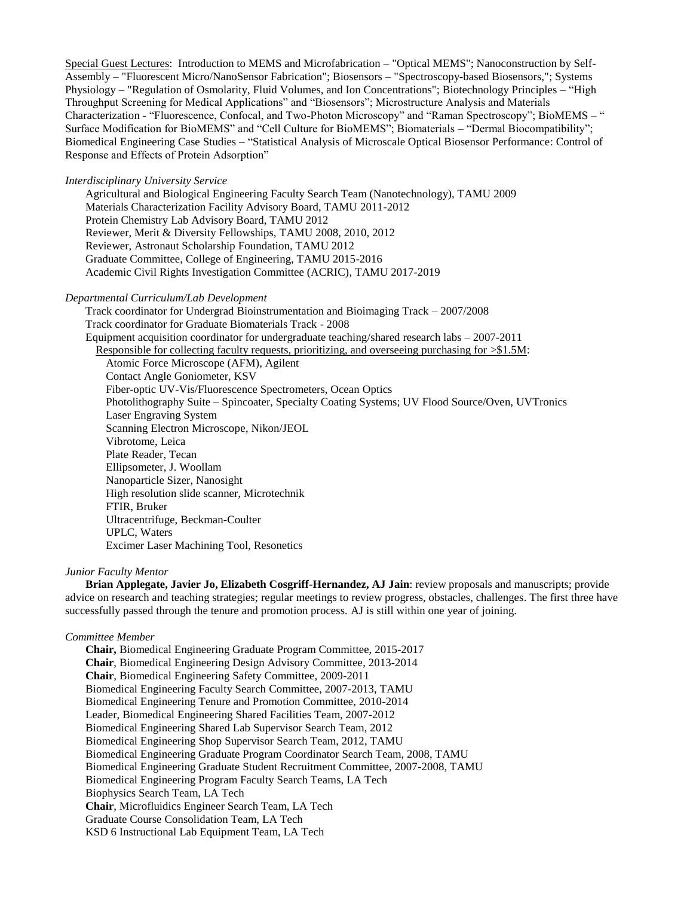Special Guest Lectures: Introduction to MEMS and Microfabrication – "Optical MEMS"; Nanoconstruction by Self-Assembly – "Fluorescent Micro/NanoSensor Fabrication"; Biosensors – "Spectroscopy-based Biosensors,"; Systems Physiology – "Regulation of Osmolarity, Fluid Volumes, and Ion Concentrations"; Biotechnology Principles – "High Throughput Screening for Medical Applications" and "Biosensors"; Microstructure Analysis and Materials Characterization - "Fluorescence, Confocal, and Two-Photon Microscopy" and "Raman Spectroscopy"; BioMEMS – " Surface Modification for BioMEMS" and "Cell Culture for BioMEMS"; Biomaterials – "Dermal Biocompatibility"; Biomedical Engineering Case Studies – "Statistical Analysis of Microscale Optical Biosensor Performance: Control of Response and Effects of Protein Adsorption"

*Interdisciplinary University Service*

Agricultural and Biological Engineering Faculty Search Team (Nanotechnology), TAMU 2009
Materials Characterization Facility Advisory Board, TAMU 2011-2012
Protein Chemistry Lab Advisory Board, TAMU 2012
Reviewer, Merit & Diversity Fellowships, TAMU 2008, 2010, 2012
Reviewer, Astronaut Scholarship Foundation, TAMU 2012
Graduate Committee, College of Engineering, TAMU 2015-2016
Academic Civil Rights Investigation Committee (ACRIC), TAMU 2017-2019

*Departmental Curriculum/Lab Development*

Track coordinator for Undergrad Bioinstrumentation and Bioimaging Track – 2007/2008
Track coordinator for Graduate Biomaterials Track - 2008
Equipment acquisition coordinator for undergraduate teaching/shared research labs – 2007-2011
Responsible for collecting faculty requests, prioritizing, and overseeing purchasing for >$1.5M:

- Atomic Force Microscope (AFM), Agilent
- Contact Angle Goniometer, KSV
- Fiber-optic UV-Vis/Fluorescence Spectrometers, Ocean Optics
- Photolithography Suite – Spincoater, Specialty Coating Systems; UV Flood Source/Oven, UVTronics
- Laser Engraving System
- Scanning Electron Microscope, Nikon/JEOL
- Vibrotome, Leica
- Plate Reader, Tecan
- Ellipsometer, J. Woollam
- Nanoparticle Sizer, Nanosight
- High resolution slide scanner, Microtechnik
- FTIR, Bruker
- Ultracentrifuge, Beckman-Coulter
- UPLC, Waters
- Excimer Laser Machining Tool, Resonetics

*Junior Faculty Mentor*

**Brian Applegate, Javier Jo, Elizabeth Cosgriff-Hernandez, AJ Jain**: review proposals and manuscripts; provide advice on research and teaching strategies; regular meetings to review progress, obstacles, challenges. The first three have successfully passed through the tenure and promotion process. AJ is still within one year of joining.

*Committee Member*

**Chair,** Biomedical Engineering Graduate Program Committee, 2015-2017
**Chair**, Biomedical Engineering Design Advisory Committee, 2013-2014
**Chair**, Biomedical Engineering Safety Committee, 2009-2011
Biomedical Engineering Faculty Search Committee, 2007-2013, TAMU
Biomedical Engineering Tenure and Promotion Committee, 2010-2014
Leader, Biomedical Engineering Shared Facilities Team, 2007-2012
Biomedical Engineering Shared Lab Supervisor Search Team, 2012
Biomedical Engineering Shop Supervisor Search Team, 2012, TAMU
Biomedical Engineering Graduate Program Coordinator Search Team, 2008, TAMU
Biomedical Engineering Graduate Student Recruitment Committee, 2007-2008, TAMU
Biomedical Engineering Program Faculty Search Teams, LA Tech
Biophysics Search Team, LA Tech
**Chair**, Microfluidics Engineer Search Team, LA Tech
Graduate Course Consolidation Team, LA Tech
KSD 6 Instructional Lab Equipment Team, LA Tech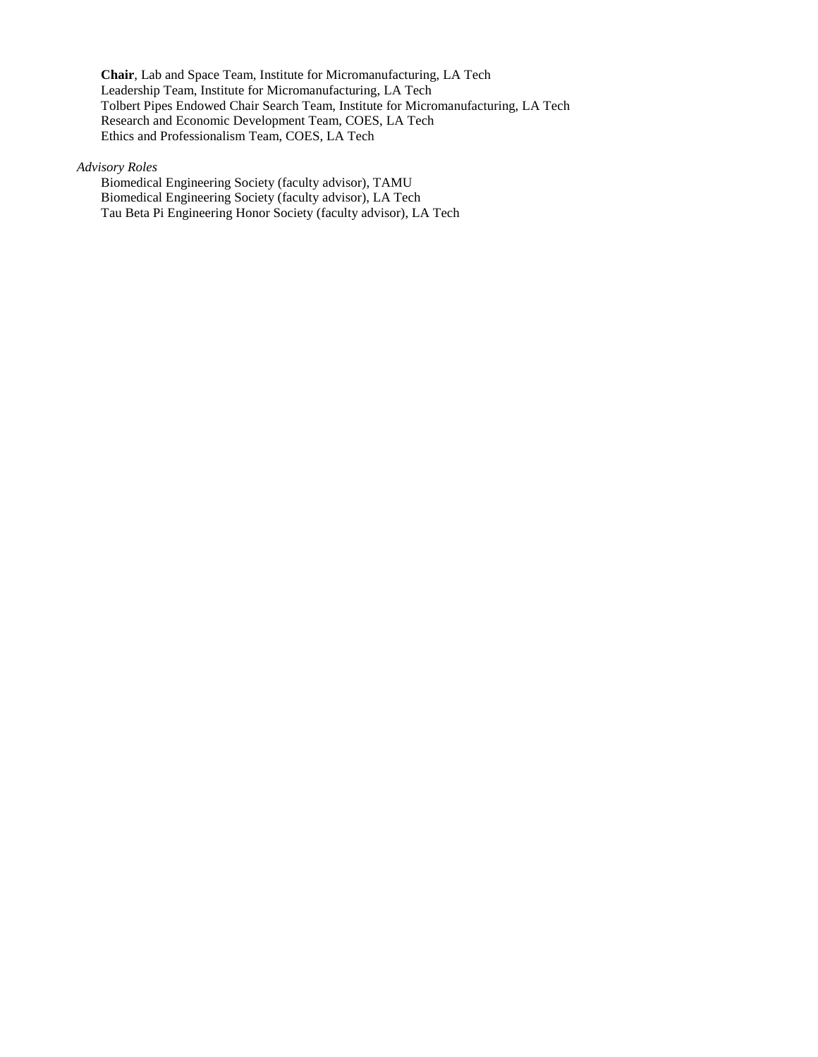**Chair**, Lab and Space Team, Institute for Micromanufacturing, LA Tech
Leadership Team, Institute for Micromanufacturing, LA Tech
Tolbert Pipes Endowed Chair Search Team, Institute for Micromanufacturing, LA Tech
Research and Economic Development Team, COES, LA Tech
Ethics and Professionalism Team, COES, LA Tech

*Advisory Roles*

Biomedical Engineering Society (faculty advisor), TAMU
Biomedical Engineering Society (faculty advisor), LA Tech
Tau Beta Pi Engineering Honor Society (faculty advisor), LA Tech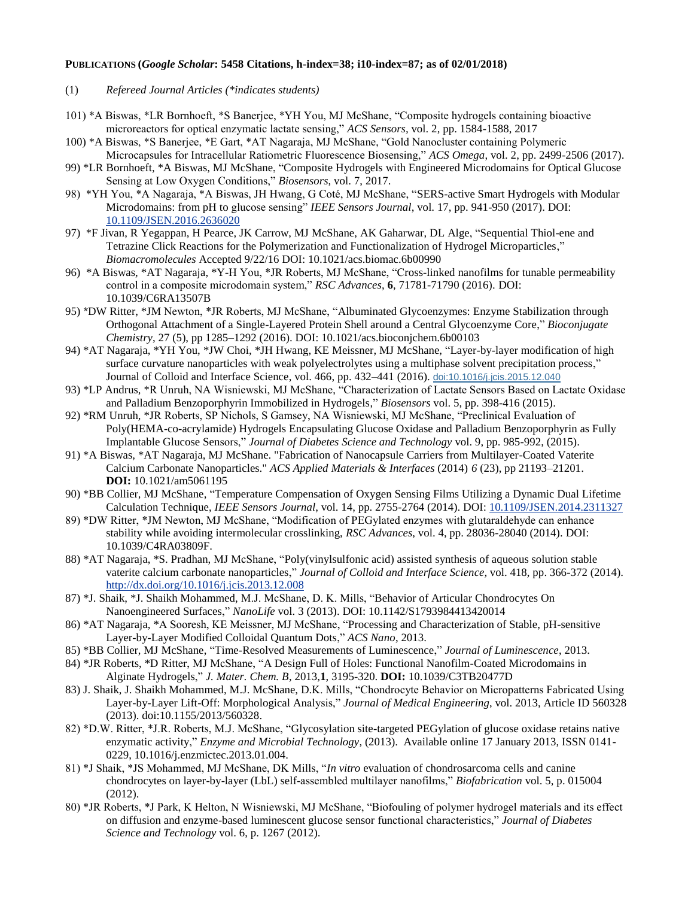**PUBLICATIONS (*Google Scholar*: 5458 Citations, h-index=38; i10-index=87; as of 02/01/2018)**

(1) *Refereed Journal Articles (*indicates students)*

101) *A Biswas, *LR Bornhoeft, *S Banerjee, *YH You, MJ McShane, "Composite hydrogels containing bioactive microreactors for optical enzymatic lactate sensing," *ACS Sensors*, vol. 2, pp. 1584-1588, 2017

100) *A Biswas, *S Banerjee, *E Gart, *AT Nagaraja, MJ McShane, "Gold Nanocluster containing Polymeric Microcapsules for Intracellular Ratiometric Fluorescence Biosensing," *ACS Omega*, vol. 2, pp. 2499-2506 (2017).

99) *LR Bornhoeft, *A Biswas, MJ McShane, "Composite Hydrogels with Engineered Microdomains for Optical Glucose Sensing at Low Oxygen Conditions," *Biosensors*, vol. 7, 2017.

98) *YH You, *A Nagaraja, *A Biswas, JH Hwang, G Coté, MJ McShane, "SERS-active Smart Hydrogels with Modular Microdomains: from pH to glucose sensing" *IEEE Sensors Journal*, vol. 17, pp. 941-950 (2017). DOI: 10.1109/JSEN.2016.2636020

97) *F Jivan, R Yegappan, H Pearce, JK Carrow, MJ McShane, AK Gaharwar, DL Alge, "Sequential Thiol-ene and Tetrazine Click Reactions for the Polymerization and Functionalization of Hydrogel Microparticles," *Biomacromolecules* Accepted 9/22/16 DOI: 10.1021/acs.biomac.6b00990

96) *A Biswas, *AT Nagaraja, *Y-H You, *JR Roberts, MJ McShane, "Cross-linked nanofilms for tunable permeability control in a composite microdomain system," *RSC Advances*, **6**, 71781-71790 (2016). DOI: 10.1039/C6RA13507B

95) *DW Ritter, *JM Newton, *JR Roberts, MJ McShane, "Albuminated Glycoenzymes: Enzyme Stabilization through Orthogonal Attachment of a Single-Layered Protein Shell around a Central Glycoenzyme Core," *Bioconjugate Chemistry*, 27 (5), pp 1285–1292 (2016). DOI: 10.1021/acs.bioconjchem.6b00103

94) *AT Nagaraja, *YH You, *JW Choi, *JH Hwang, KE Meissner, MJ McShane, "Layer-by-layer modification of high surface curvature nanoparticles with weak polyelectrolytes using a multiphase solvent precipitation process," Journal of Colloid and Interface Science, vol. 466, pp. 432–441 (2016). doi:10.1016/j.jcis.2015.12.040

93) *LP Andrus, *R Unruh, NA Wisniewski, MJ McShane, "Characterization of Lactate Sensors Based on Lactate Oxidase and Palladium Benzoporphyrin Immobilized in Hydrogels," *Biosensors* vol. 5, pp. 398-416 (2015).

92) *RM Unruh, *JR Roberts, SP Nichols, S Gamsey, NA Wisniewski, MJ McShane, "Preclinical Evaluation of Poly(HEMA-co-acrylamide) Hydrogels Encapsulating Glucose Oxidase and Palladium Benzoporphyrin as Fully Implantable Glucose Sensors," *Journal of Diabetes Science and Technology* vol. 9, pp. 985-992, (2015).

91) *A Biswas, *AT Nagaraja, MJ McShane. "Fabrication of Nanocapsule Carriers from Multilayer-Coated Vaterite Calcium Carbonate Nanoparticles." *ACS Applied Materials & Interfaces* (2014) *6* (23), pp 21193–21201. **DOI:** 10.1021/am5061195

90) *BB Collier, MJ McShane, "Temperature Compensation of Oxygen Sensing Films Utilizing a Dynamic Dual Lifetime Calculation Technique, *IEEE Sensors Journal*, vol. 14, pp. 2755-2764 (2014). DOI: 10.1109/JSEN.2014.2311327

89) *DW Ritter, *JM Newton, MJ McShane, "Modification of PEGylated enzymes with glutaraldehyde can enhance stability while avoiding intermolecular crosslinking, *RSC Advances*, vol. 4, pp. 28036-28040 (2014). DOI: 10.1039/C4RA03809F.

88) *AT Nagaraja, *S. Pradhan, MJ McShane, "Poly(vinylsulfonic acid) assisted synthesis of aqueous solution stable vaterite calcium carbonate nanoparticles," *Journal of Colloid and Interface Science*, vol. 418, pp. 366-372 (2014). http://dx.doi.org/10.1016/j.jcis.2013.12.008

87) *J. Shaik, *J. Shaikh Mohammed, M.J. McShane, D. K. Mills, "Behavior of Articular Chondrocytes On Nanoengineered Surfaces," *NanoLife* vol. 3 (2013). DOI: 10.1142/S1793984413420014

86) *AT Nagaraja, *A Sooresh, KE Meissner, MJ McShane, "Processing and Characterization of Stable, pH-sensitive Layer-by-Layer Modified Colloidal Quantum Dots," *ACS Nano*, 2013.

85) *BB Collier, MJ McShane, "Time-Resolved Measurements of Luminescence," *Journal of Luminescence*, 2013.

84) *JR Roberts, *D Ritter, MJ McShane, "A Design Full of Holes: Functional Nanofilm-Coated Microdomains in Alginate Hydrogels," *J. Mater. Chem. B*, 2013,**1**, 3195-320. **DOI:** 10.1039/C3TB20477D

83) J. Shaik, J. Shaikh Mohammed, M.J. McShane, D.K. Mills, "Chondrocyte Behavior on Micropatterns Fabricated Using Layer-by-Layer Lift-Off: Morphological Analysis," *Journal of Medical Engineering*, vol. 2013, Article ID 560328 (2013). doi:10.1155/2013/560328.

82) *D.W. Ritter, *J.R. Roberts, M.J. McShane, "Glycosylation site-targeted PEGylation of glucose oxidase retains native enzymatic activity," *Enzyme and Microbial Technology*, (2013). Available online 17 January 2013, ISSN 0141-0229, 10.1016/j.enzmictec.2013.01.004.

81) *J Shaik, *JS Mohammed, MJ McShane, DK Mills, "*In vitro* evaluation of chondrosarcoma cells and canine chondrocytes on layer-by-layer (LbL) self-assembled multilayer nanofilms," *Biofabrication* vol. 5, p. 015004 (2012).

80) *JR Roberts, *J Park, K Helton, N Wisniewski, MJ McShane, "Biofouling of polymer hydrogel materials and its effect on diffusion and enzyme-based luminescent glucose sensor functional characteristics," *Journal of Diabetes Science and Technology* vol. 6, p. 1267 (2012).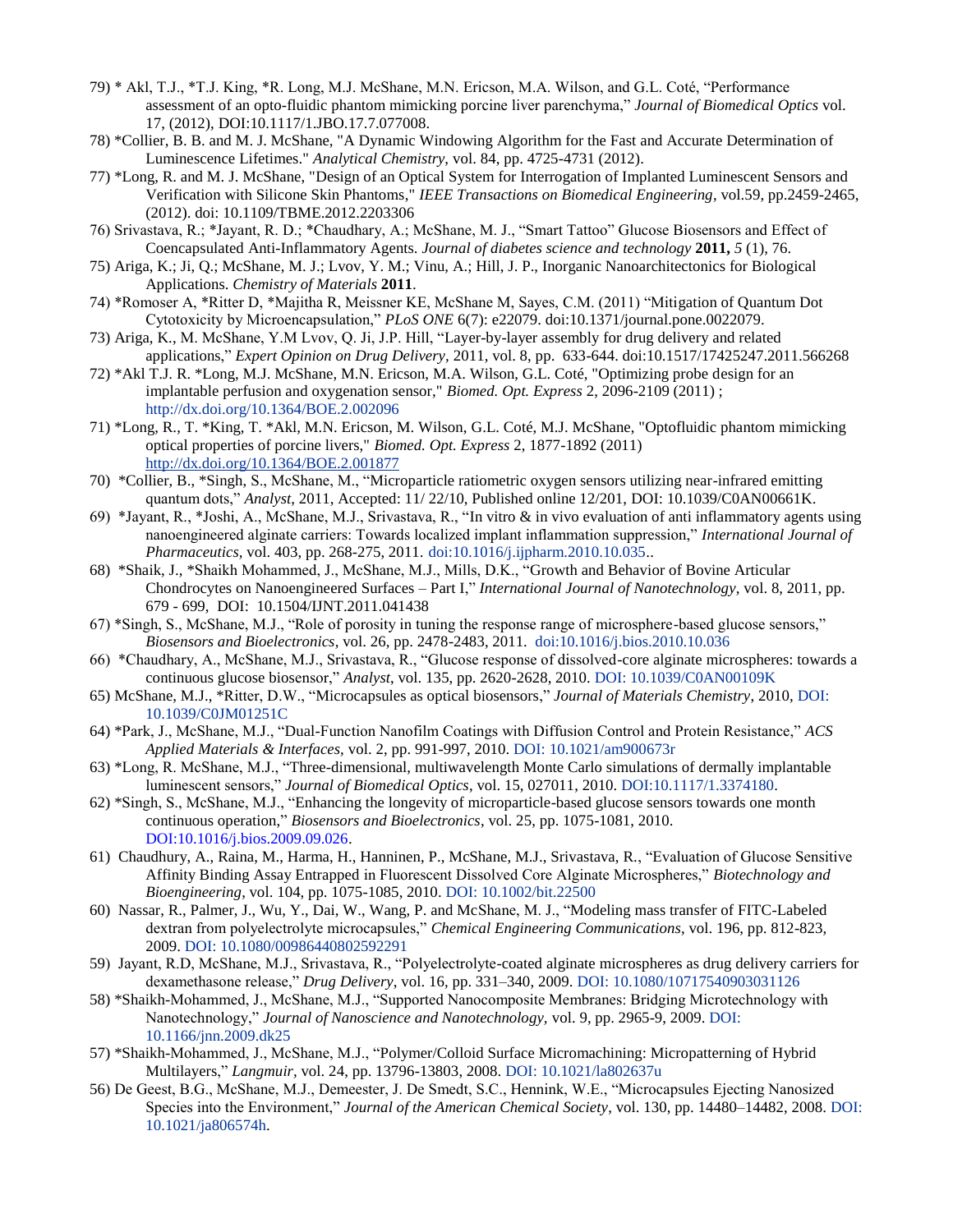79) * Akl, T.J., *T.J. King, *R. Long, M.J. McShane, M.N. Ericson, M.A. Wilson, and G.L. Coté, "Performance assessment of an opto-fluidic phantom mimicking porcine liver parenchyma," *Journal of Biomedical Optics* vol. 17, (2012), DOI:10.1117/1.JBO.17.7.077008.

78) *Collier, B. B. and M. J. McShane, "A Dynamic Windowing Algorithm for the Fast and Accurate Determination of Luminescence Lifetimes." *Analytical Chemistry*, vol. 84, pp. 4725-4731 (2012).

77) *Long, R. and M. J. McShane, "Design of an Optical System for Interrogation of Implanted Luminescent Sensors and Verification with Silicone Skin Phantoms," *IEEE Transactions on Biomedical Engineering*, vol.59, pp.2459-2465, (2012). doi: 10.1109/TBME.2012.2203306

76) Srivastava, R.; *Jayant, R. D.; *Chaudhary, A.; McShane, M. J., "Smart Tattoo" Glucose Biosensors and Effect of Coencapsulated Anti-Inflammatory Agents. *Journal of diabetes science and technology* **2011,** *5* (1), 76.

75) Ariga, K.; Ji, Q.; McShane, M. J.; Lvov, Y. M.; Vinu, A.; Hill, J. P., Inorganic Nanoarchitectonics for Biological Applications. *Chemistry of Materials* **2011**.

74) *Romoser A, *Ritter D, *Majitha R, Meissner KE, McShane M, Sayes, C.M. (2011) "Mitigation of Quantum Dot Cytotoxicity by Microencapsulation," *PLoS ONE* 6(7): e22079. doi:10.1371/journal.pone.0022079.

73) Ariga, K., M. McShane, Y.M Lvov, Q. Ji, J.P. Hill, "Layer-by-layer assembly for drug delivery and related applications," *Expert Opinion on Drug Delivery*, 2011, vol. 8, pp. 633-644. doi:10.1517/17425247.2011.566268

72) *Akl T.J. R. *Long, M.J. McShane, M.N. Ericson, M.A. Wilson, G.L. Coté, "Optimizing probe design for an implantable perfusion and oxygenation sensor," *Biomed. Opt. Express* 2, 2096-2109 (2011) ; http://dx.doi.org/10.1364/BOE.2.002096

71) *Long, R., T. *King, T. *Akl, M.N. Ericson, M. Wilson, G.L. Coté, M.J. McShane, "Optofluidic phantom mimicking optical properties of porcine livers," *Biomed. Opt. Express* 2, 1877-1892 (2011) http://dx.doi.org/10.1364/BOE.2.001877

70) *Collier, B., *Singh, S., McShane, M., "Microparticle ratiometric oxygen sensors utilizing near-infrared emitting quantum dots," *Analyst*, 2011, Accepted: 11/ 22/10, Published online 12/201, DOI: 10.1039/C0AN00661K.

69) *Jayant, R., *Joshi, A., McShane, M.J., Srivastava, R., "In vitro & in vivo evaluation of anti inflammatory agents using nanoengineered alginate carriers: Towards localized implant inflammation suppression," *International Journal of Pharmaceutics*, vol. 403, pp. 268-275, 2011. doi:10.1016/j.ijpharm.2010.10.035..

68) *Shaik, J., *Shaikh Mohammed, J., McShane, M.J., Mills, D.K., "Growth and Behavior of Bovine Articular Chondrocytes on Nanoengineered Surfaces – Part I," *International Journal of Nanotechnology*, vol. 8, 2011, pp. 679 - 699, DOI: 10.1504/IJNT.2011.041438

67) *Singh, S., McShane, M.J., "Role of porosity in tuning the response range of microsphere-based glucose sensors," *Biosensors and Bioelectronics*, vol. 26, pp. 2478-2483, 2011. doi:10.1016/j.bios.2010.10.036

66) *Chaudhary, A., McShane, M.J., Srivastava, R., "Glucose response of dissolved-core alginate microspheres: towards a continuous glucose biosensor," *Analyst*, vol. 135, pp. 2620-2628, 2010. DOI: 10.1039/C0AN00109K

65) McShane, M.J., *Ritter, D.W., "Microcapsules as optical biosensors," *Journal of Materials Chemistry*, 2010, DOI: 10.1039/C0JM01251C

64) *Park, J., McShane, M.J., "Dual-Function Nanofilm Coatings with Diffusion Control and Protein Resistance," *ACS Applied Materials & Interfaces,* vol. 2, pp. 991-997, 2010. DOI: 10.1021/am900673r

63) *Long, R. McShane, M.J., "Three-dimensional, multiwavelength Monte Carlo simulations of dermally implantable luminescent sensors," *Journal of Biomedical Optics*, vol. 15, 027011, 2010. DOI:10.1117/1.3374180.

62) *Singh, S., McShane, M.J., "Enhancing the longevity of microparticle-based glucose sensors towards one month continuous operation," *Biosensors and Bioelectronics*, vol. 25, pp. 1075-1081, 2010. DOI:10.1016/j.bios.2009.09.026.

61) Chaudhury, A., Raina, M., Harma, H., Hanninen, P., McShane, M.J., Srivastava, R., "Evaluation of Glucose Sensitive Affinity Binding Assay Entrapped in Fluorescent Dissolved Core Alginate Microspheres," *Biotechnology and Bioengineering*, vol. 104, pp. 1075-1085, 2010. DOI: 10.1002/bit.22500

60) Nassar, R., Palmer, J., Wu, Y., Dai, W., Wang, P. and McShane, M. J., "Modeling mass transfer of FITC-Labeled dextran from polyelectrolyte microcapsules," *Chemical Engineering Communications*, vol. 196, pp. 812-823, 2009. DOI: 10.1080/00986440802592291

59) Jayant, R.D, McShane, M.J., Srivastava, R., "Polyelectrolyte-coated alginate microspheres as drug delivery carriers for dexamethasone release," *Drug Delivery*, vol. 16, pp. 331–340, 2009. DOI: 10.1080/10717540903031126

58) *Shaikh-Mohammed, J., McShane, M.J., "Supported Nanocomposite Membranes: Bridging Microtechnology with Nanotechnology," *Journal of Nanoscience and Nanotechnology,* vol. 9, pp. 2965-9, 2009. DOI: 10.1166/jnn.2009.dk25

57) *Shaikh-Mohammed, J., McShane, M.J., "Polymer/Colloid Surface Micromachining: Micropatterning of Hybrid Multilayers," *Langmuir,* vol. 24, pp. 13796-13803, 2008. DOI: 10.1021/la802637u

56) De Geest, B.G., McShane, M.J., Demeester, J. De Smedt, S.C., Hennink, W.E., "Microcapsules Ejecting Nanosized Species into the Environment," *Journal of the American Chemical Society*, vol. 130, pp. 14480–14482, 2008. DOI: 10.1021/ja806574h.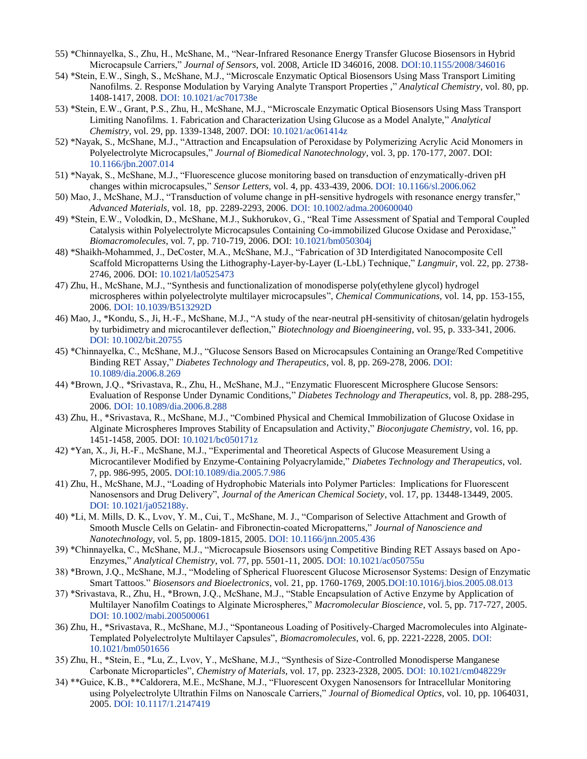55) *Chinnayelka, S., Zhu, H., McShane, M., "Near-Infrared Resonance Energy Transfer Glucose Biosensors in Hybrid Microcapsule Carriers," *Journal of Sensors*, vol. 2008, Article ID 346016, 2008. DOI:10.1155/2008/346016

54) *Stein, E.W., Singh, S., McShane, M.J., "Microscale Enzymatic Optical Biosensors Using Mass Transport Limiting Nanofilms. 2. Response Modulation by Varying Analyte Transport Properties ," *Analytical Chemistry*, vol. 80, pp. 1408-1417, 2008. DOI: 10.1021/ac701738e

53) *Stein, E.W., Grant, P.S., Zhu, H., McShane, M.J., "Microscale Enzymatic Optical Biosensors Using Mass Transport Limiting Nanofilms. 1. Fabrication and Characterization Using Glucose as a Model Analyte," *Analytical Chemistry*, vol. 29, pp. 1339-1348, 2007. DOI: 10.1021/ac061414z

52) *Nayak, S., McShane, M.J., "Attraction and Encapsulation of Peroxidase by Polymerizing Acrylic Acid Monomers in Polyelectrolyte Microcapsules," *Journal of Biomedical Nanotechnology*, vol. 3, pp. 170-177, 2007. DOI: 10.1166/jbn.2007.014

51) *Nayak, S., McShane, M.J., "Fluorescence glucose monitoring based on transduction of enzymatically-driven pH changes within microcapsules," *Sensor Letters*, vol. 4, pp. 433-439, 2006. DOI: 10.1166/sl.2006.062

50) Mao, J., McShane, M.J., "Transduction of volume change in pH-sensitive hydrogels with resonance energy transfer," *Advanced Materials*, vol. 18, pp. 2289-2293, 2006. DOI: 10.1002/adma.200600040

49) *Stein, E.W., Volodkin, D., McShane, M.J., Sukhorukov, G., "Real Time Assessment of Spatial and Temporal Coupled Catalysis within Polyelectrolyte Microcapsules Containing Co-immobilized Glucose Oxidase and Peroxidase," *Biomacromolecules*, vol. 7, pp. 710-719, 2006. DOI: 10.1021/bm050304j

48) *Shaikh-Mohammed, J., DeCoster, M.A., McShane, M.J., "Fabrication of 3D Interdigitated Nanocomposite Cell Scaffold Micropatterns Using the Lithography-Layer-by-Layer (L-LbL) Technique," *Langmuir*, vol. 22, pp. 2738-2746, 2006. DOI: 10.1021/la0525473

47) Zhu, H., McShane, M.J., "Synthesis and functionalization of monodisperse poly(ethylene glycol) hydrogel microspheres within polyelectrolyte multilayer microcapsules", *Chemical Communications*, vol. 14, pp. 153-155, 2006. DOI: 10.1039/B513292D

46) Mao, J., *Kondu, S., Ji, H.-F., McShane, M.J., "A study of the near-neutral pH-sensitivity of chitosan/gelatin hydrogels by turbidimetry and microcantilever deflection," *Biotechnology and Bioengineering*, vol. 95, p. 333-341, 2006. DOI: 10.1002/bit.20755

45) *Chinnayelka, C., McShane, M.J., "Glucose Sensors Based on Microcapsules Containing an Orange/Red Competitive Binding RET Assay," *Diabetes Technology and Therapeutics*, vol. 8, pp. 269-278, 2006. DOI: 10.1089/dia.2006.8.269

44) *Brown, J.Q., *Srivastava, R., Zhu, H., McShane, M.J., "Enzymatic Fluorescent Microsphere Glucose Sensors: Evaluation of Response Under Dynamic Conditions," *Diabetes Technology and Therapeutics*, vol. 8, pp. 288-295, 2006. DOI: 10.1089/dia.2006.8.288

43) Zhu, H., *Srivastava, R., McShane, M.J., "Combined Physical and Chemical Immobilization of Glucose Oxidase in Alginate Microspheres Improves Stability of Encapsulation and Activity," *Bioconjugate Chemistry*, vol. 16, pp. 1451-1458, 2005. DOI: 10.1021/bc050171z

42) *Yan, X., Ji, H.-F., McShane, M.J., "Experimental and Theoretical Aspects of Glucose Measurement Using a Microcantilever Modified by Enzyme-Containing Polyacrylamide," *Diabetes Technology and Therapeutics*, vol. 7, pp. 986-995, 2005. DOI:10.1089/dia.2005.7.986

41) Zhu, H., McShane, M.J., "Loading of Hydrophobic Materials into Polymer Particles: Implications for Fluorescent Nanosensors and Drug Delivery", *Journal of the American Chemical Society*, vol. 17, pp. 13448-13449, 2005. DOI: 10.1021/ja052188y.

40) *Li, M. Mills, D. K., Lvov, Y. M., Cui, T., McShane, M. J., "Comparison of Selective Attachment and Growth of Smooth Muscle Cells on Gelatin- and Fibronectin-coated Micropatterns," *Journal of Nanoscience and Nanotechnology*, vol. 5, pp. 1809-1815, 2005. DOI: 10.1166/jnn.2005.436

39) *Chinnayelka, C., McShane, M.J., "Microcapsule Biosensors using Competitive Binding RET Assays based on Apo-Enzymes," *Analytical Chemistry*, vol. 77, pp. 5501-11, 2005. DOI: 10.1021/ac050755u

38) *Brown, J.Q., McShane, M.J., "Modeling of Spherical Fluorescent Glucose Microsensor Systems: Design of Enzymatic Smart Tattoos." *Biosensors and Bioelectronics*, vol. 21, pp. 1760-1769, 2005.DOI:10.1016/j.bios.2005.08.013

37) *Srivastava, R., Zhu, H., *Brown, J.Q., McShane, M.J., "Stable Encapsulation of Active Enzyme by Application of Multilayer Nanofilm Coatings to Alginate Microspheres," *Macromolecular Bioscience*, vol. 5, pp. 717-727, 2005. DOI: 10.1002/mabi.200500061

36) Zhu, H., *Srivastava, R., McShane, M.J., "Spontaneous Loading of Positively-Charged Macromolecules into Alginate-Templated Polyelectrolyte Multilayer Capsules", *Biomacromolecules*, vol. 6, pp. 2221-2228, 2005. DOI: 10.1021/bm0501656

35) Zhu, H., *Stein, E., *Lu, Z., Lvov, Y., McShane, M.J., "Synthesis of Size-Controlled Monodisperse Manganese Carbonate Microparticles", *Chemistry of Materials*, vol. 17, pp. 2323-2328, 2005. DOI: 10.1021/cm048229r

34) **Guice, K.B., **Caldorera, M.E., McShane, M.J., "Fluorescent Oxygen Nanosensors for Intracellular Monitoring using Polyelectrolyte Ultrathin Films on Nanoscale Carriers," *Journal of Biomedical Optics*, vol. 10, pp. 1064031, 2005. DOI: 10.1117/1.2147419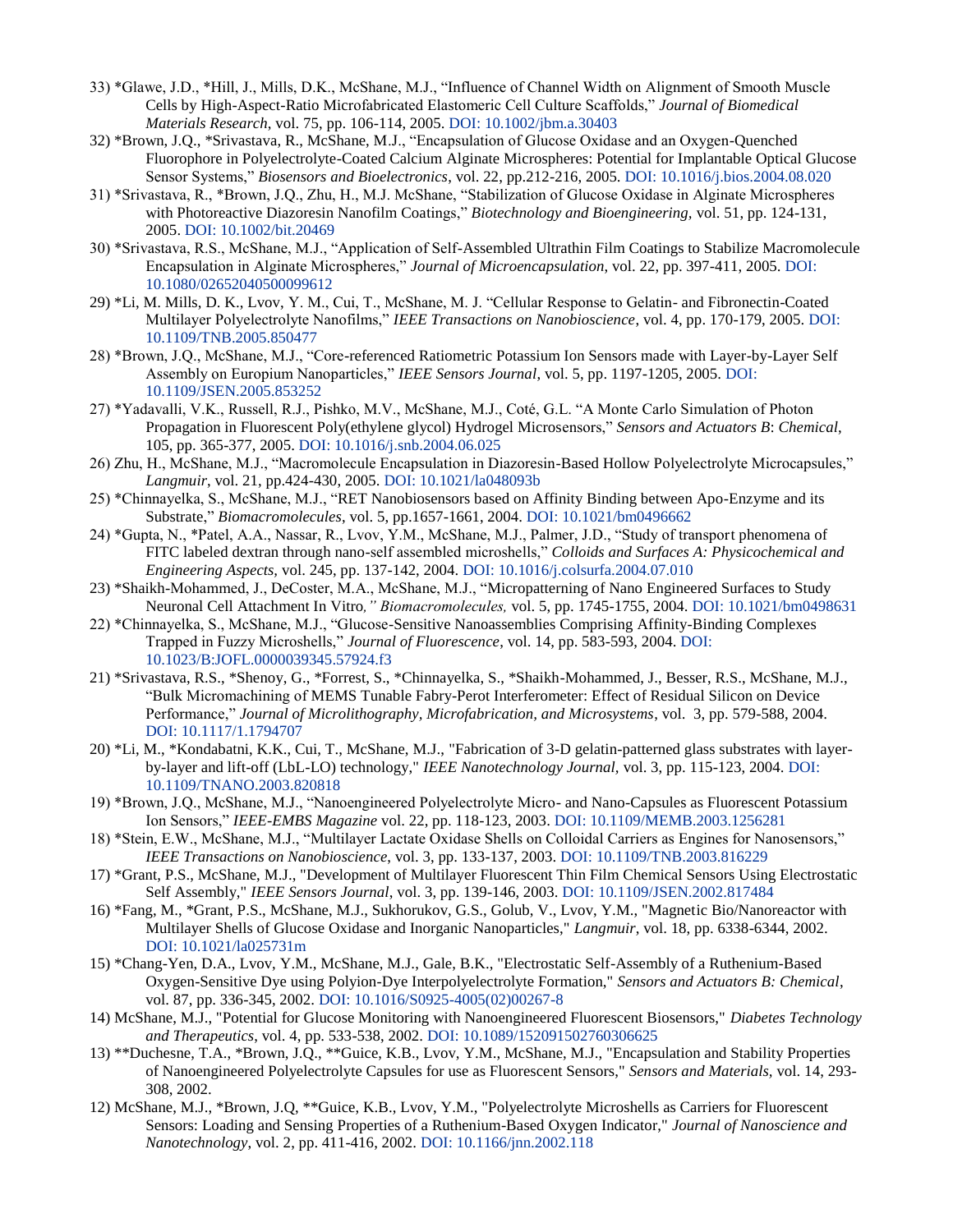33) *Glawe, J.D., *Hill, J., Mills, D.K., McShane, M.J., "Influence of Channel Width on Alignment of Smooth Muscle Cells by High-Aspect-Ratio Microfabricated Elastomeric Cell Culture Scaffolds," *Journal of Biomedical Materials Research*, vol. 75, pp. 106-114, 2005. DOI: 10.1002/jbm.a.30403

32) *Brown, J.Q., *Srivastava, R., McShane, M.J., "Encapsulation of Glucose Oxidase and an Oxygen-Quenched Fluorophore in Polyelectrolyte-Coated Calcium Alginate Microspheres: Potential for Implantable Optical Glucose Sensor Systems," *Biosensors and Bioelectronics*, vol. 22, pp.212-216, 2005. DOI: 10.1016/j.bios.2004.08.020

31) *Srivastava, R., *Brown, J.Q., Zhu, H., M.J. McShane, "Stabilization of Glucose Oxidase in Alginate Microspheres with Photoreactive Diazoresin Nanofilm Coatings," *Biotechnology and Bioengineering*, vol. 51, pp. 124-131, 2005. DOI: 10.1002/bit.20469

30) *Srivastava, R.S., McShane, M.J., "Application of Self-Assembled Ultrathin Film Coatings to Stabilize Macromolecule Encapsulation in Alginate Microspheres," *Journal of Microencapsulation*, vol. 22, pp. 397-411, 2005. DOI: 10.1080/02652040500099612

29) *Li, M. Mills, D. K., Lvov, Y. M., Cui, T., McShane, M. J. "Cellular Response to Gelatin- and Fibronectin-Coated Multilayer Polyelectrolyte Nanofilms," *IEEE Transactions on Nanobioscience*, vol. 4, pp. 170-179, 2005. DOI: 10.1109/TNB.2005.850477

28) *Brown, J.Q., McShane, M.J., "Core-referenced Ratiometric Potassium Ion Sensors made with Layer-by-Layer Self Assembly on Europium Nanoparticles," *IEEE Sensors Journal*, vol. 5, pp. 1197-1205, 2005. DOI: 10.1109/JSEN.2005.853252

27) *Yadavalli, V.K., Russell, R.J., Pishko, M.V., McShane, M.J., Coté, G.L. "A Monte Carlo Simulation of Photon Propagation in Fluorescent Poly(ethylene glycol) Hydrogel Microsensors," *Sensors and Actuators B*: *Chemical*, 105, pp. 365-377, 2005. DOI: 10.1016/j.snb.2004.06.025

26) Zhu, H., McShane, M.J., "Macromolecule Encapsulation in Diazoresin-Based Hollow Polyelectrolyte Microcapsules," *Langmuir*, vol. 21, pp.424-430, 2005. DOI: 10.1021/la048093b

25) *Chinnayelka, S., McShane, M.J., "RET Nanobiosensors based on Affinity Binding between Apo-Enzyme and its Substrate," *Biomacromolecules*, vol. 5, pp.1657-1661, 2004. DOI: 10.1021/bm0496662

24) *Gupta, N., *Patel, A.A., Nassar, R., Lvov, Y.M., McShane, M.J., Palmer, J.D., "Study of transport phenomena of FITC labeled dextran through nano-self assembled microshells," *Colloids and Surfaces A: Physicochemical and Engineering Aspects*, vol. 245, pp. 137-142, 2004. DOI: 10.1016/j.colsurfa.2004.07.010

23) *Shaikh-Mohammed, J., DeCoster, M.A., McShane, M.J., "Micropatterning of Nano Engineered Surfaces to Study Neuronal Cell Attachment In Vitro*," Biomacromolecules,* vol. 5, pp. 1745-1755, 2004. DOI: 10.1021/bm0498631

22) *Chinnayelka, S., McShane, M.J., "Glucose-Sensitive Nanoassemblies Comprising Affinity-Binding Complexes Trapped in Fuzzy Microshells," *Journal of Fluorescence*, vol. 14, pp. 583-593, 2004. DOI: 10.1023/B:JOFL.0000039345.57924.f3

21) *Srivastava, R.S., *Shenoy, G., *Forrest, S., *Chinnayelka, S., *Shaikh-Mohammed, J., Besser, R.S., McShane, M.J., "Bulk Micromachining of MEMS Tunable Fabry-Perot Interferometer: Effect of Residual Silicon on Device Performance," *Journal of Microlithography, Microfabrication, and Microsystems*, vol. 3, pp. 579-588, 2004. DOI: 10.1117/1.1794707

20) *Li, M., *Kondabatni, K.K., Cui, T., McShane, M.J., "Fabrication of 3-D gelatin-patterned glass substrates with layer-by-layer and lift-off (LbL-LO) technology," *IEEE Nanotechnology Journal*, vol. 3, pp. 115-123, 2004. DOI: 10.1109/TNANO.2003.820818

19) *Brown, J.Q., McShane, M.J., "Nanoengineered Polyelectrolyte Micro- and Nano-Capsules as Fluorescent Potassium Ion Sensors," *IEEE-EMBS Magazine* vol. 22, pp. 118-123, 2003. DOI: 10.1109/MEMB.2003.1256281

18) *Stein, E.W., McShane, M.J., "Multilayer Lactate Oxidase Shells on Colloidal Carriers as Engines for Nanosensors," *IEEE Transactions on Nanobioscience*, vol. 3, pp. 133-137, 2003. DOI: 10.1109/TNB.2003.816229

17) *Grant, P.S., McShane, M.J., "Development of Multilayer Fluorescent Thin Film Chemical Sensors Using Electrostatic Self Assembly," *IEEE Sensors Journal*, vol. 3, pp. 139-146, 2003. DOI: 10.1109/JSEN.2002.817484

16) *Fang, M., *Grant, P.S., McShane, M.J., Sukhorukov, G.S., Golub, V., Lvov, Y.M., "Magnetic Bio/Nanoreactor with Multilayer Shells of Glucose Oxidase and Inorganic Nanoparticles," *Langmuir*, vol. 18, pp. 6338-6344, 2002. DOI: 10.1021/la025731m

15) *Chang-Yen, D.A., Lvov, Y.M., McShane, M.J., Gale, B.K., "Electrostatic Self-Assembly of a Ruthenium-Based Oxygen-Sensitive Dye using Polyion-Dye Interpolyelectrolyte Formation," *Sensors and Actuators B: Chemical*, vol. 87, pp. 336-345, 2002. DOI: 10.1016/S0925-4005(02)00267-8

14) McShane, M.J., "Potential for Glucose Monitoring with Nanoengineered Fluorescent Biosensors," *Diabetes Technology and Therapeutics*, vol. 4, pp. 533-538, 2002. DOI: 10.1089/152091502760306625

13) **Duchesne, T.A., *Brown, J.Q., **Guice, K.B., Lvov, Y.M., McShane, M.J., "Encapsulation and Stability Properties of Nanoengineered Polyelectrolyte Capsules for use as Fluorescent Sensors," *Sensors and Materials*, vol. 14, 293-308, 2002.

12) McShane, M.J., *Brown, J.Q, **Guice, K.B., Lvov, Y.M., "Polyelectrolyte Microshells as Carriers for Fluorescent Sensors: Loading and Sensing Properties of a Ruthenium-Based Oxygen Indicator," *Journal of Nanoscience and Nanotechnology*, vol. 2, pp. 411-416, 2002. DOI: 10.1166/jnn.2002.118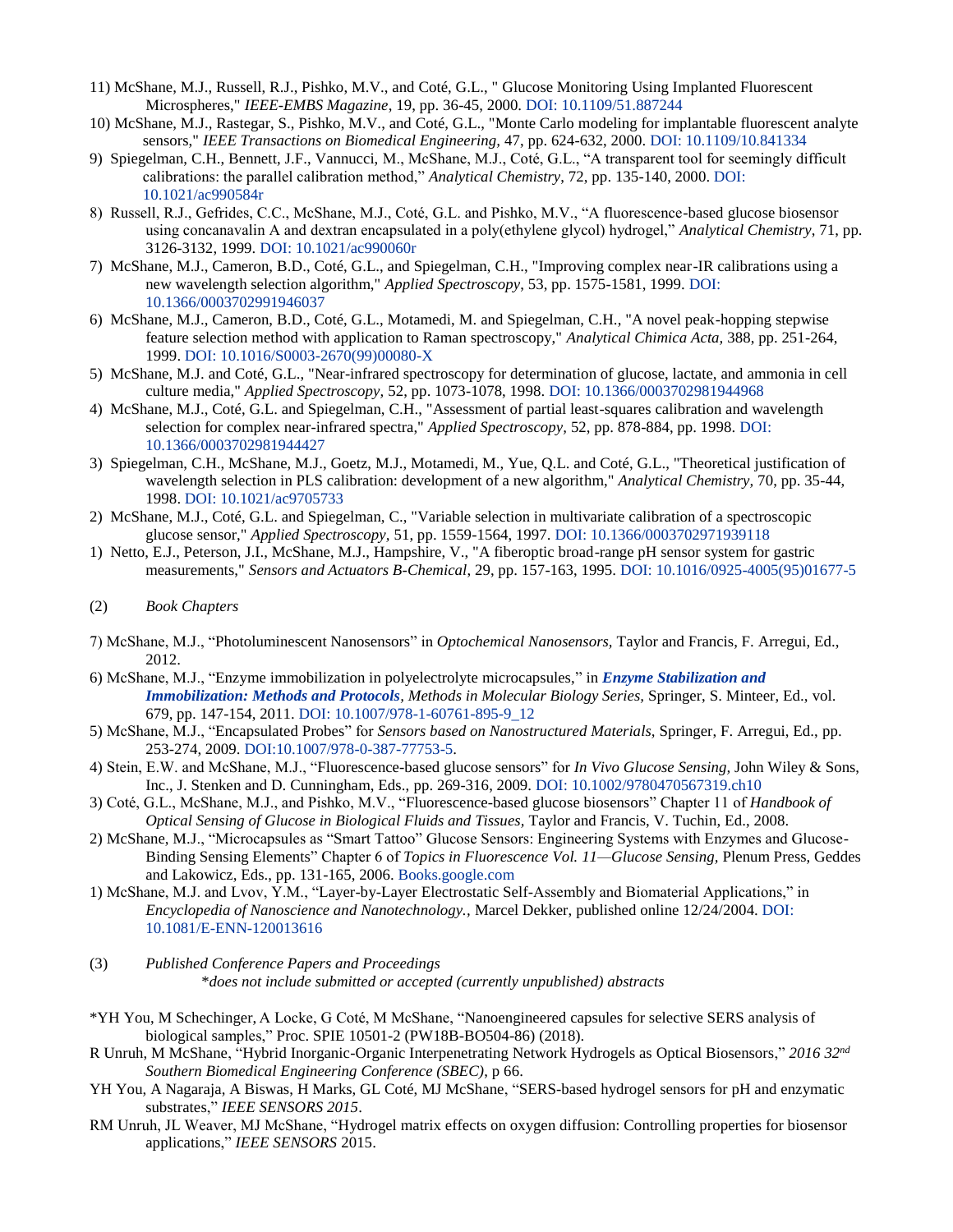11) McShane, M.J., Russell, R.J., Pishko, M.V., and Coté, G.L., " Glucose Monitoring Using Implanted Fluorescent Microspheres," *IEEE-EMBS Magazine*, 19, pp. 36-45, 2000. DOI: 10.1109/51.887244

10) McShane, M.J., Rastegar, S., Pishko, M.V., and Coté, G.L., "Monte Carlo modeling for implantable fluorescent analyte sensors," *IEEE Transactions on Biomedical Engineering,* 47, pp. 624-632, 2000. DOI: 10.1109/10.841334

9) Spiegelman, C.H., Bennett, J.F., Vannucci, M., McShane, M.J., Coté, G.L., "A transparent tool for seemingly difficult calibrations: the parallel calibration method," *Analytical Chemistry*, 72, pp. 135-140, 2000. DOI: 10.1021/ac990584r

8) Russell, R.J., Gefrides, C.C., McShane, M.J., Coté, G.L. and Pishko, M.V., "A fluorescence-based glucose biosensor using concanavalin A and dextran encapsulated in a poly(ethylene glycol) hydrogel," *Analytical Chemistry*, 71, pp. 3126-3132, 1999. DOI: 10.1021/ac990060r

7) McShane, M.J., Cameron, B.D., Coté, G.L., and Spiegelman, C.H., "Improving complex near-IR calibrations using a new wavelength selection algorithm," *Applied Spectroscopy*, 53, pp. 1575-1581, 1999. DOI: 10.1366/0003702991946037

6) McShane, M.J., Cameron, B.D., Coté, G.L., Motamedi, M. and Spiegelman, C.H., "A novel peak-hopping stepwise feature selection method with application to Raman spectroscopy," *Analytical Chimica Acta,* 388, pp. 251-264, 1999. DOI: 10.1016/S0003-2670(99)00080-X

5) McShane, M.J. and Coté, G.L., "Near-infrared spectroscopy for determination of glucose, lactate, and ammonia in cell culture media," *Applied Spectroscopy,* 52, pp. 1073-1078, 1998. DOI: 10.1366/0003702981944968

4) McShane, M.J., Coté, G.L. and Spiegelman, C.H., "Assessment of partial least-squares calibration and wavelength selection for complex near-infrared spectra," *Applied Spectroscopy,* 52, pp. 878-884, pp. 1998. DOI: 10.1366/0003702981944427

3) Spiegelman, C.H., McShane, M.J., Goetz, M.J., Motamedi, M., Yue, Q.L. and Coté, G.L., "Theoretical justification of wavelength selection in PLS calibration: development of a new algorithm," *Analytical Chemistry,* 70, pp. 35-44, 1998. DOI: 10.1021/ac9705733

2) McShane, M.J., Coté, G.L. and Spiegelman, C., "Variable selection in multivariate calibration of a spectroscopic glucose sensor," *Applied Spectroscopy,* 51, pp. 1559-1564, 1997. DOI: 10.1366/0003702971939118

1) Netto, E.J., Peterson, J.I., McShane, M.J., Hampshire, V., "A fiberoptic broad-range pH sensor system for gastric measurements," *Sensors and Actuators B-Chemical*, 29, pp. 157-163, 1995. DOI: 10.1016/0925-4005(95)01677-5

(2) *Book Chapters*

7) McShane, M.J., "Photoluminescent Nanosensors" in *Optochemical Nanosensors,* Taylor and Francis, F. Arregui, Ed., 2012.

6) McShane, M.J., "Enzyme immobilization in polyelectrolyte microcapsules," in ***Enzyme Stabilization and Immobilization: Methods and Protocols***, *Methods in Molecular Biology Series*, Springer, S. Minteer, Ed., vol. 679, pp. 147-154, 2011. DOI: 10.1007/978-1-60761-895-9_12

5) McShane, M.J., "Encapsulated Probes" for *Sensors based on Nanostructured Materials,* Springer, F. Arregui, Ed., pp. 253-274, 2009. DOI:10.1007/978-0-387-77753-5.

4) Stein, E.W. and McShane, M.J., "Fluorescence-based glucose sensors" for *In Vivo Glucose Sensing,* John Wiley & Sons, Inc., J. Stenken and D. Cunningham, Eds., pp. 269-316, 2009. DOI: 10.1002/9780470567319.ch10

3) Coté, G.L., McShane, M.J., and Pishko, M.V., "Fluorescence-based glucose biosensors" Chapter 11 of *Handbook of Optical Sensing of Glucose in Biological Fluids and Tissues,* Taylor and Francis, V. Tuchin, Ed., 2008.

2) McShane, M.J., "Microcapsules as "Smart Tattoo" Glucose Sensors: Engineering Systems with Enzymes and Glucose-Binding Sensing Elements" Chapter 6 of *Topics in Fluorescence Vol. 11—Glucose Sensing,* Plenum Press, Geddes and Lakowicz, Eds., pp. 131-165, 2006. Books.google.com

1) McShane, M.J. and Lvov, Y.M., "Layer-by-Layer Electrostatic Self-Assembly and Biomaterial Applications," in *Encyclopedia of Nanoscience and Nanotechnology.,* Marcel Dekker, published online 12/24/2004. DOI: 10.1081/E-ENN-120013616

(3) *Published Conference Papers and Proceedings*

*\*does not include submitted or accepted (currently unpublished) abstracts*

*YH You, M Schechinger, A Locke, G Coté, M McShane, "Nanoengineered capsules for selective SERS analysis of biological samples," Proc. SPIE 10501-2 (PW18B-BO504-86) (2018).

R Unruh, M McShane, "Hybrid Inorganic-Organic Interpenetrating Network Hydrogels as Optical Biosensors," *2016 32nd Southern Biomedical Engineering Conference (SBEC)*, p 66.

YH You, A Nagaraja, A Biswas, H Marks, GL Coté, MJ McShane, "SERS-based hydrogel sensors for pH and enzymatic substrates," *IEEE SENSORS 2015*.

RM Unruh, JL Weaver, MJ McShane, "Hydrogel matrix effects on oxygen diffusion: Controlling properties for biosensor applications," *IEEE SENSORS* 2015.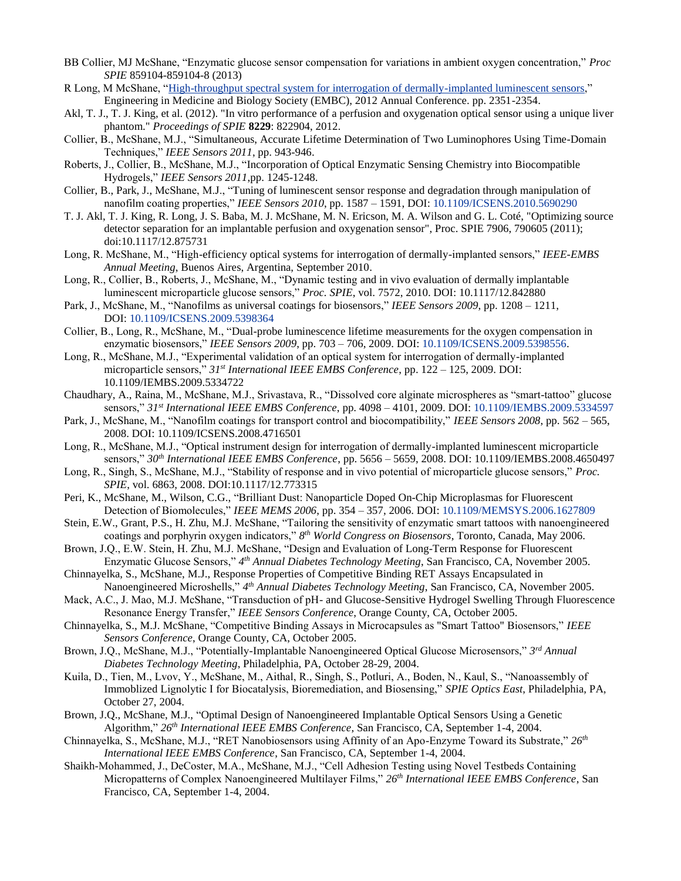BB Collier, MJ McShane, "Enzymatic glucose sensor compensation for variations in ambient oxygen concentration," *Proc SPIE* 859104-859104-8 (2013)

R Long, M McShane, "High-throughput spectral system for interrogation of dermally-implanted luminescent sensors," Engineering in Medicine and Biology Society (EMBC), 2012 Annual Conference. pp. 2351-2354.

Akl, T. J., T. J. King, et al. (2012). "In vitro performance of a perfusion and oxygenation optical sensor using a unique liver phantom." *Proceedings of SPIE* **8229**: 822904, 2012.

Collier, B., McShane, M.J., "Simultaneous, Accurate Lifetime Determination of Two Luminophores Using Time-Domain Techniques," *IEEE Sensors 2011*, pp. 943-946.

Roberts, J., Collier, B., McShane, M.J., "Incorporation of Optical Enzymatic Sensing Chemistry into Biocompatible Hydrogels," *IEEE Sensors 2011*,pp. 1245-1248.

Collier, B., Park, J., McShane, M.J., "Tuning of luminescent sensor response and degradation through manipulation of nanofilm coating properties," *IEEE Sensors 2010*, pp. 1587 – 1591, DOI: 10.1109/ICSENS.2010.5690290

T. J. Akl, T. J. King, R. Long, J. S. Baba, M. J. McShane, M. N. Ericson, M. A. Wilson and G. L. Coté, "Optimizing source detector separation for an implantable perfusion and oxygenation sensor", Proc. SPIE 7906, 790605 (2011); doi:10.1117/12.875731

Long, R. McShane, M., "High-efficiency optical systems for interrogation of dermally-implanted sensors," *IEEE-EMBS Annual Meeting*, Buenos Aires, Argentina, September 2010.

Long, R., Collier, B., Roberts, J., McShane, M., "Dynamic testing and in vivo evaluation of dermally implantable luminescent microparticle glucose sensors," *Proc. SPIE*, vol. 7572, 2010. DOI: 10.1117/12.842880

Park, J., McShane, M., "Nanofilms as universal coatings for biosensors," *IEEE Sensors 2009*, pp. 1208 – 1211, DOI: 10.1109/ICSENS.2009.5398364

Collier, B., Long, R., McShane, M., "Dual-probe luminescence lifetime measurements for the oxygen compensation in enzymatic biosensors," *IEEE Sensors 2009*, pp. 703 – 706, 2009. DOI: 10.1109/ICSENS.2009.5398556.

Long, R., McShane, M.J., "Experimental validation of an optical system for interrogation of dermally-implanted microparticle sensors," *31st International IEEE EMBS Conference*, pp. 122 – 125, 2009. DOI: 10.1109/IEMBS.2009.5334722

Chaudhary, A., Raina, M., McShane, M.J., Srivastava, R., "Dissolved core alginate microspheres as "smart-tattoo" glucose sensors," *31st International IEEE EMBS Conference*, pp. 4098 – 4101, 2009. DOI: 10.1109/IEMBS.2009.5334597

Park, J., McShane, M., "Nanofilm coatings for transport control and biocompatibility," *IEEE Sensors 2008*, pp. 562 – 565, 2008. DOI: 10.1109/ICSENS.2008.4716501

Long, R., McShane, M.J., "Optical instrument design for interrogation of dermally-implanted luminescent microparticle sensors," *30th International IEEE EMBS Conference*, pp. 5656 – 5659, 2008. DOI: 10.1109/IEMBS.2008.4650497

Long, R., Singh, S., McShane, M.J., "Stability of response and in vivo potential of microparticle glucose sensors," *Proc. SPIE*, vol. 6863, 2008. DOI:10.1117/12.773315

Peri, K., McShane, M., Wilson, C.G., "Brilliant Dust: Nanoparticle Doped On-Chip Microplasmas for Fluorescent Detection of Biomolecules," *IEEE MEMS 2006*, pp. 354 – 357, 2006. DOI: 10.1109/MEMSYS.2006.1627809

Stein, E.W., Grant, P.S., H. Zhu, M.J. McShane, "Tailoring the sensitivity of enzymatic smart tattoos with nanoengineered coatings and porphyrin oxygen indicators," *8th World Congress on Biosensors*, Toronto, Canada, May 2006.

Brown, J.Q., E.W. Stein, H. Zhu, M.J. McShane, "Design and Evaluation of Long-Term Response for Fluorescent Enzymatic Glucose Sensors," *4th Annual Diabetes Technology Meeting*, San Francisco, CA, November 2005.

Chinnayelka, S., McShane, M.J., Response Properties of Competitive Binding RET Assays Encapsulated in Nanoengineered Microshells," *4th Annual Diabetes Technology Meeting*, San Francisco, CA, November 2005.

Mack, A.C., J. Mao, M.J. McShane, "Transduction of pH- and Glucose-Sensitive Hydrogel Swelling Through Fluorescence Resonance Energy Transfer," *IEEE Sensors Conference*, Orange County, CA, October 2005.

Chinnayelka, S., M.J. McShane, "Competitive Binding Assays in Microcapsules as "Smart Tattoo" Biosensors," *IEEE Sensors Conference*, Orange County, CA, October 2005.

Brown, J.Q., McShane, M.J., "Potentially-Implantable Nanoengineered Optical Glucose Microsensors," *3rd Annual Diabetes Technology Meeting*, Philadelphia, PA, October 28-29, 2004.

Kuila, D., Tien, M., Lvov, Y., McShane, M., Aithal, R., Singh, S., Potluri, A., Boden, N., Kaul, S., "Nanoassembly of Immoblized Lignolytic I for Biocatalysis, Bioremediation, and Biosensing," *SPIE Optics East*, Philadelphia, PA, October 27, 2004.

Brown, J.Q., McShane, M.J., "Optimal Design of Nanoengineered Implantable Optical Sensors Using a Genetic Algorithm," *26th International IEEE EMBS Conference*, San Francisco, CA, September 1-4, 2004.

Chinnayelka, S., McShane, M.J., "RET Nanobiosensors using Affinity of an Apo-Enzyme Toward its Substrate," *26th International IEEE EMBS Conference*, San Francisco, CA, September 1-4, 2004.

Shaikh-Mohammed, J., DeCoster, M.A., McShane, M.J., "Cell Adhesion Testing using Novel Testbeds Containing Micropatterns of Complex Nanoengineered Multilayer Films," *26th International IEEE EMBS Conference*, San Francisco, CA, September 1-4, 2004.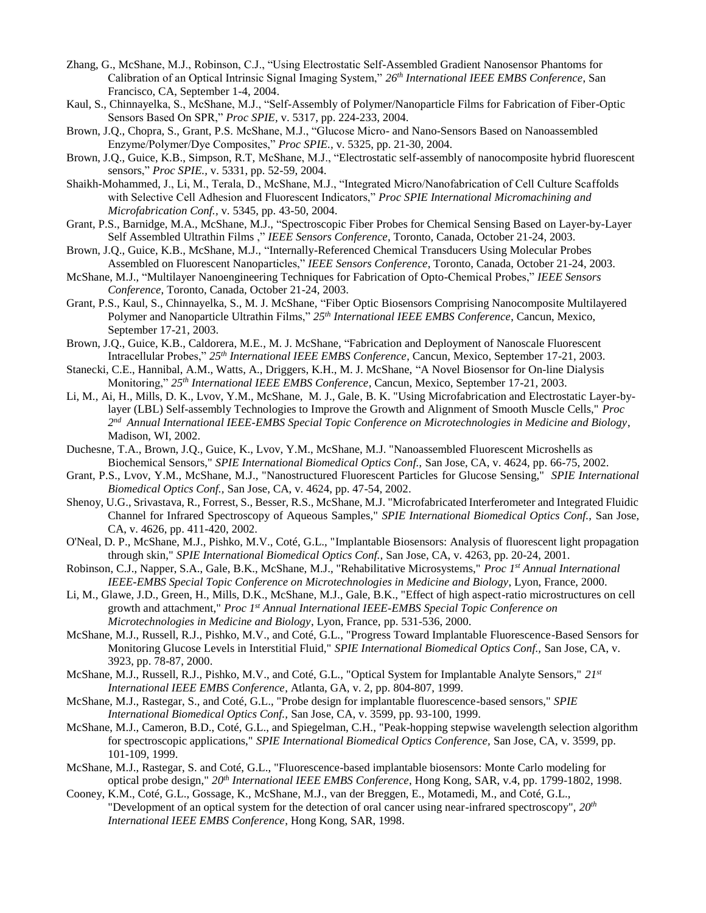Zhang, G., McShane, M.J., Robinson, C.J., "Using Electrostatic Self-Assembled Gradient Nanosensor Phantoms for Calibration of an Optical Intrinsic Signal Imaging System," *26th International IEEE EMBS Conference*, San Francisco, CA, September 1-4, 2004.

Kaul, S., Chinnayelka, S., McShane, M.J., "Self-Assembly of Polymer/Nanoparticle Films for Fabrication of Fiber-Optic Sensors Based On SPR," *Proc SPIE*, v. 5317, pp. 224-233, 2004.

Brown, J.Q., Chopra, S., Grant, P.S. McShane, M.J., "Glucose Micro- and Nano-Sensors Based on Nanoassembled Enzyme/Polymer/Dye Composites," *Proc SPIE.*, v. 5325, pp. 21-30, 2004.

Brown, J.Q., Guice, K.B., Simpson, R.T, McShane, M.J., "Electrostatic self-assembly of nanocomposite hybrid fluorescent sensors," *Proc SPIE.*, v. 5331, pp. 52-59, 2004.

Shaikh-Mohammed, J., Li, M., Terala, D., McShane, M.J., "Integrated Micro/Nanofabrication of Cell Culture Scaffolds with Selective Cell Adhesion and Fluorescent Indicators," *Proc SPIE International Micromachining and Microfabrication Conf.*, v. 5345, pp. 43-50, 2004.

Grant, P.S., Barnidge, M.A., McShane, M.J., "Spectroscopic Fiber Probes for Chemical Sensing Based on Layer-by-Layer Self Assembled Ultrathin Films ," *IEEE Sensors Conference*, Toronto, Canada, October 21-24, 2003.

Brown, J.Q., Guice, K.B., McShane, M.J., "Internally-Referenced Chemical Transducers Using Molecular Probes Assembled on Fluorescent Nanoparticles," *IEEE Sensors Conference*, Toronto, Canada, October 21-24, 2003.

McShane, M.J., "Multilayer Nanoengineering Techniques for Fabrication of Opto-Chemical Probes," *IEEE Sensors Conference*, Toronto, Canada, October 21-24, 2003.

Grant, P.S., Kaul, S., Chinnayelka, S., M. J. McShane, "Fiber Optic Biosensors Comprising Nanocomposite Multilayered Polymer and Nanoparticle Ultrathin Films," *25th International IEEE EMBS Conference*, Cancun, Mexico, September 17-21, 2003.

Brown, J.Q., Guice, K.B., Caldorera, M.E., M. J. McShane, "Fabrication and Deployment of Nanoscale Fluorescent Intracellular Probes," *25th International IEEE EMBS Conference*, Cancun, Mexico, September 17-21, 2003.

Stanecki, C.E., Hannibal, A.M., Watts, A., Driggers, K.H., M. J. McShane, "A Novel Biosensor for On-line Dialysis Monitoring," *25th International IEEE EMBS Conference*, Cancun, Mexico, September 17-21, 2003.

Li, M., Ai, H., Mills, D. K., Lvov, Y.M., McShane, M. J., Gale, B. K. "Using Microfabrication and Electrostatic Layer-by-layer (LBL) Self-assembly Technologies to Improve the Growth and Alignment of Smooth Muscle Cells," *Proc 2nd Annual International IEEE-EMBS Special Topic Conference on Microtechnologies in Medicine and Biology*, Madison, WI, 2002.

Duchesne, T.A., Brown, J.Q., Guice, K., Lvov, Y.M., McShane, M.J. "Nanoassembled Fluorescent Microshells as Biochemical Sensors," *SPIE International Biomedical Optics Conf.,* San Jose, CA, v. 4624, pp. 66-75, 2002.

Grant, P.S., Lvov, Y.M., McShane, M.J., "Nanostructured Fluorescent Particles for Glucose Sensing," *SPIE International Biomedical Optics Conf.,* San Jose, CA, v. 4624, pp. 47-54, 2002.

Shenoy, U.G., Srivastava, R., Forrest, S., Besser, R.S., McShane, M.J. "Microfabricated Interferometer and Integrated Fluidic Channel for Infrared Spectroscopy of Aqueous Samples," *SPIE International Biomedical Optics Conf.,* San Jose, CA, v. 4626, pp. 411-420, 2002.

O'Neal, D. P., McShane, M.J., Pishko, M.V., Coté, G.L., "Implantable Biosensors: Analysis of fluorescent light propagation through skin," *SPIE International Biomedical Optics Conf.,* San Jose, CA, v. 4263, pp. 20-24, 2001.

Robinson, C.J., Napper, S.A., Gale, B.K., McShane, M.J., "Rehabilitative Microsystems," *Proc 1st Annual International IEEE-EMBS Special Topic Conference on Microtechnologies in Medicine and Biology*, Lyon, France, 2000.

Li, M., Glawe, J.D., Green, H., Mills, D.K., McShane, M.J., Gale, B.K., "Effect of high aspect-ratio microstructures on cell growth and attachment," *Proc 1st Annual International IEEE-EMBS Special Topic Conference on Microtechnologies in Medicine and Biology*, Lyon, France, pp. 531-536, 2000.

McShane, M.J., Russell, R.J., Pishko, M.V., and Coté, G.L., "Progress Toward Implantable Fluorescence-Based Sensors for Monitoring Glucose Levels in Interstitial Fluid," *SPIE International Biomedical Optics Conf.,* San Jose, CA, v. 3923, pp. 78-87, 2000.

McShane, M.J., Russell, R.J., Pishko, M.V., and Coté, G.L., "Optical System for Implantable Analyte Sensors," *21st International IEEE EMBS Conference*, Atlanta, GA, v. 2, pp. 804-807, 1999.

McShane, M.J., Rastegar, S., and Coté, G.L., "Probe design for implantable fluorescence-based sensors," *SPIE International Biomedical Optics Conf.,* San Jose, CA, v. 3599, pp. 93-100, 1999.

McShane, M.J., Cameron, B.D., Coté, G.L., and Spiegelman, C.H., "Peak-hopping stepwise wavelength selection algorithm for spectroscopic applications," *SPIE International Biomedical Optics Conference,* San Jose, CA, v. 3599, pp. 101-109, 1999.

McShane, M.J., Rastegar, S. and Coté, G.L., "Fluorescence-based implantable biosensors: Monte Carlo modeling for optical probe design," *20th International IEEE EMBS Conference*, Hong Kong, SAR, v.4, pp. 1799-1802, 1998.

Cooney, K.M., Coté, G.L., Gossage, K., McShane, M.J., van der Breggen, E., Motamedi, M., and Coté, G.L., "Development of an optical system for the detection of oral cancer using near-infrared spectroscopy", *20th International IEEE EMBS Conference*, Hong Kong, SAR, 1998.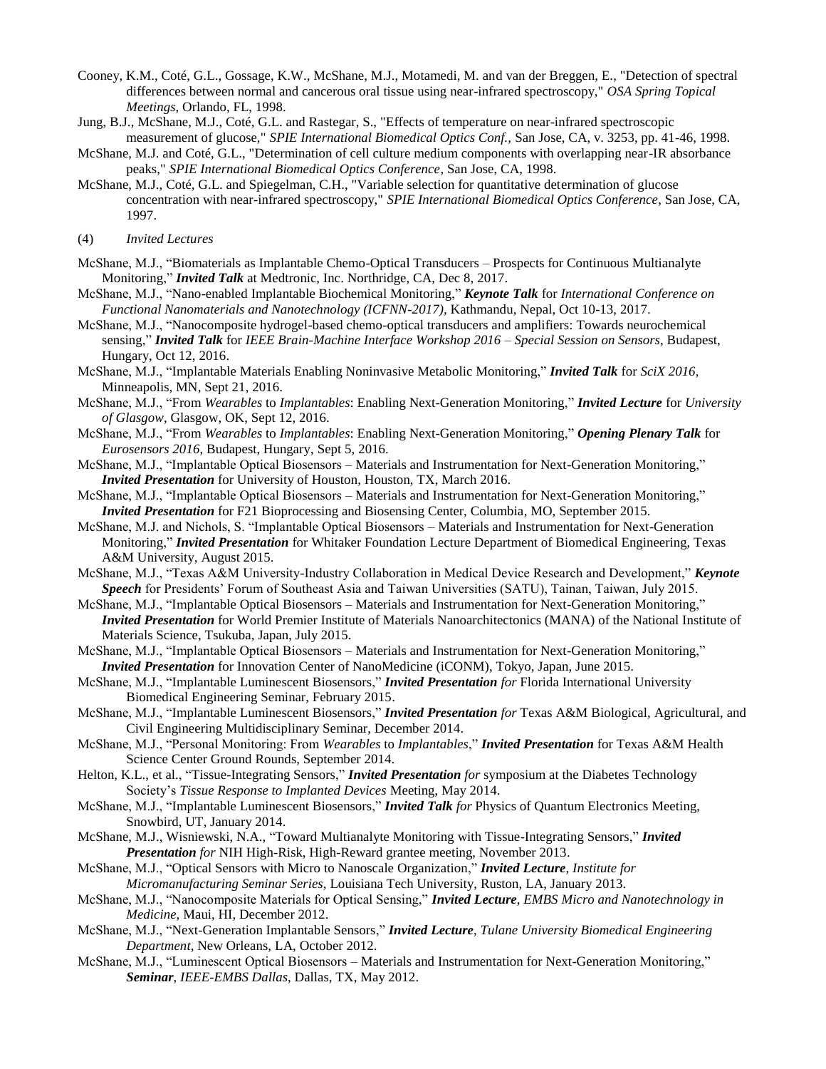Cooney, K.M., Coté, G.L., Gossage, K.W., McShane, M.J., Motamedi, M. and van der Breggen, E., "Detection of spectral differences between normal and cancerous oral tissue using near-infrared spectroscopy," *OSA Spring Topical Meetings*, Orlando, FL, 1998.

Jung, B.J., McShane, M.J., Coté, G.L. and Rastegar, S., "Effects of temperature on near-infrared spectroscopic measurement of glucose," *SPIE International Biomedical Optics Conf.*, San Jose, CA, v. 3253, pp. 41-46, 1998.

McShane, M.J. and Coté, G.L., "Determination of cell culture medium components with overlapping near-IR absorbance peaks," *SPIE International Biomedical Optics Conference*, San Jose, CA, 1998.

McShane, M.J., Coté, G.L. and Spiegelman, C.H., "Variable selection for quantitative determination of glucose concentration with near-infrared spectroscopy," *SPIE International Biomedical Optics Conference*, San Jose, CA, 1997.

(4) *Invited Lectures*

McShane, M.J., "Biomaterials as Implantable Chemo-Optical Transducers – Prospects for Continuous Multianalyte Monitoring," ***Invited Talk*** at Medtronic, Inc. Northridge, CA, Dec 8, 2017.

McShane, M.J., "Nano-enabled Implantable Biochemical Monitoring," ***Keynote Talk*** for *International Conference on Functional Nanomaterials and Nanotechnology (ICFNN-2017)*, Kathmandu, Nepal, Oct 10-13, 2017.

McShane, M.J., "Nanocomposite hydrogel-based chemo-optical transducers and amplifiers: Towards neurochemical sensing," ***Invited Talk*** for *IEEE Brain-Machine Interface Workshop 2016 – Special Session on Sensors*, Budapest, Hungary, Oct 12, 2016.

McShane, M.J., "Implantable Materials Enabling Noninvasive Metabolic Monitoring," ***Invited Talk*** for *SciX 2016*, Minneapolis, MN, Sept 21, 2016.

McShane, M.J., "From *Wearables* to *Implantables*: Enabling Next-Generation Monitoring," ***Invited Lecture*** for *University of Glasgow*, Glasgow, OK, Sept 12, 2016.

McShane, M.J., "From *Wearables* to *Implantables*: Enabling Next-Generation Monitoring," ***Opening Plenary Talk*** for *Eurosensors 2016*, Budapest, Hungary, Sept 5, 2016.

McShane, M.J., "Implantable Optical Biosensors – Materials and Instrumentation for Next-Generation Monitoring," ***Invited Presentation*** for University of Houston, Houston, TX, March 2016.

McShane, M.J., "Implantable Optical Biosensors – Materials and Instrumentation for Next-Generation Monitoring," ***Invited Presentation*** for F21 Bioprocessing and Biosensing Center, Columbia, MO, September 2015.

McShane, M.J. and Nichols, S. "Implantable Optical Biosensors – Materials and Instrumentation for Next-Generation Monitoring," ***Invited Presentation*** for Whitaker Foundation Lecture Department of Biomedical Engineering, Texas A&M University, August 2015.

McShane, M.J., "Texas A&M University-Industry Collaboration in Medical Device Research and Development," ***Keynote Speech*** for Presidents' Forum of Southeast Asia and Taiwan Universities (SATU), Tainan, Taiwan, July 2015.

McShane, M.J., "Implantable Optical Biosensors – Materials and Instrumentation for Next-Generation Monitoring," ***Invited Presentation*** for World Premier Institute of Materials Nanoarchitectonics (MANA) of the National Institute of Materials Science, Tsukuba, Japan, July 2015.

McShane, M.J., "Implantable Optical Biosensors – Materials and Instrumentation for Next-Generation Monitoring," ***Invited Presentation*** for Innovation Center of NanoMedicine (iCONM), Tokyo, Japan, June 2015.

McShane, M.J., "Implantable Luminescent Biosensors," ***Invited Presentation for*** Florida International University Biomedical Engineering Seminar, February 2015.

McShane, M.J., "Implantable Luminescent Biosensors," ***Invited Presentation for*** Texas A&M Biological, Agricultural, and Civil Engineering Multidisciplinary Seminar, December 2014.

McShane, M.J., "Personal Monitoring: From *Wearables* to *Implantables*," ***Invited Presentation*** for Texas A&M Health Science Center Ground Rounds, September 2014.

Helton, K.L., et al., "Tissue-Integrating Sensors," ***Invited Presentation*** *for* symposium at the Diabetes Technology Society's *Tissue Response to Implanted Devices* Meeting, May 2014.

McShane, M.J., "Implantable Luminescent Biosensors," ***Invited Talk*** *for* Physics of Quantum Electronics Meeting, Snowbird, UT, January 2014.

McShane, M.J., Wisniewski, N.A., "Toward Multianalyte Monitoring with Tissue-Integrating Sensors," ***Invited Presentation*** *for* NIH High-Risk, High-Reward grantee meeting, November 2013.

McShane, M.J., "Optical Sensors with Micro to Nanoscale Organization," ***Invited Lecture***, *Institute for Micromanufacturing Seminar Series*, Louisiana Tech University, Ruston, LA, January 2013.

McShane, M.J., "Nanocomposite Materials for Optical Sensing," ***Invited Lecture***, *EMBS Micro and Nanotechnology in Medicine*, Maui, HI, December 2012.

McShane, M.J., "Next-Generation Implantable Sensors," ***Invited Lecture***, *Tulane University Biomedical Engineering Department*, New Orleans, LA, October 2012.

McShane, M.J., "Luminescent Optical Biosensors – Materials and Instrumentation for Next-Generation Monitoring," ***Seminar***, *IEEE-EMBS Dallas*, Dallas, TX, May 2012.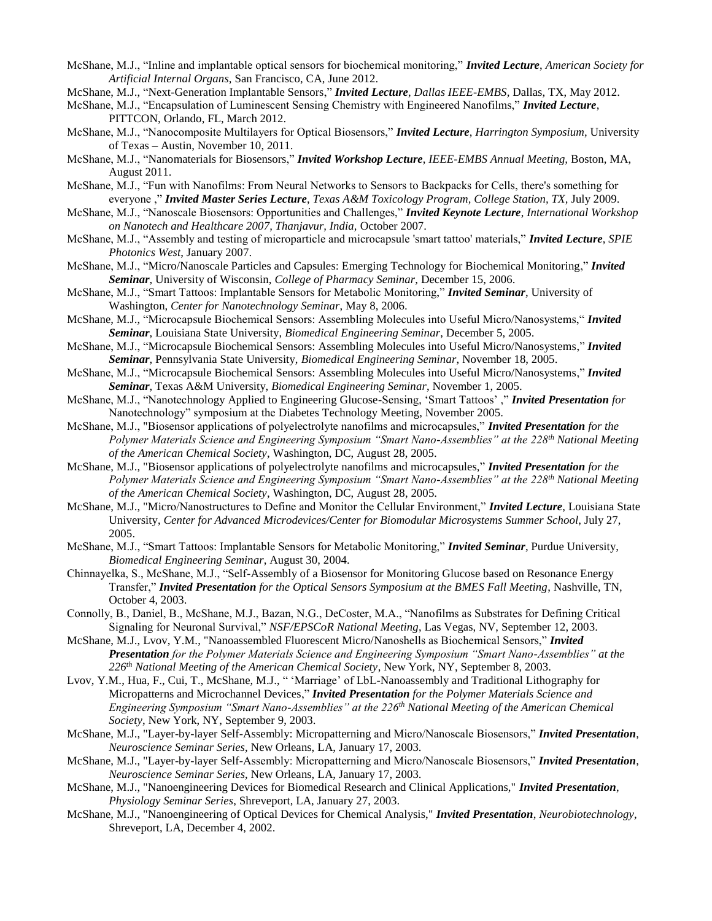McShane, M.J., “Inline and implantable optical sensors for biochemical monitoring,” ***Invited Lecture***, *American Society for Artificial Internal Organs,* San Francisco, CA, June 2012.

McShane, M.J., “Next-Generation Implantable Sensors,” ***Invited Lecture***, *Dallas IEEE-EMBS,* Dallas, TX, May 2012.

McShane, M.J., “Encapsulation of Luminescent Sensing Chemistry with Engineered Nanofilms,” ***Invited Lecture***, PITTCON, Orlando, FL, March 2012.

McShane, M.J., “Nanocomposite Multilayers for Optical Biosensors,” ***Invited Lecture***, *Harrington Symposium*, University of Texas – Austin, November 10, 2011.

McShane, M.J., “Nanomaterials for Biosensors,” ***Invited Workshop Lecture***, *IEEE-EMBS Annual Meeting,* Boston, MA, August 2011.

McShane, M.J., “Fun with Nanofilms: From Neural Networks to Sensors to Backpacks for Cells, there's something for everyone ,” ***Invited Master Series Lecture***, *Texas A&M Toxicology Program, College Station, TX,* July 2009.

McShane, M.J., “Nanoscale Biosensors: Opportunities and Challenges,” ***Invited Keynote Lecture***, *International Workshop on Nanotech and Healthcare 2007, Thanjavur, India,* October 2007.

McShane, M.J., “Assembly and testing of microparticle and microcapsule 'smart tattoo' materials,” ***Invited Lecture***, *SPIE Photonics West*, January 2007.

McShane, M.J., “Micro/Nanoscale Particles and Capsules: Emerging Technology for Biochemical Monitoring,” ***Invited Seminar***, University of Wisconsin, *College of Pharmacy Seminar*, December 15, 2006.

McShane, M.J., “Smart Tattoos: Implantable Sensors for Metabolic Monitoring,” ***Invited Seminar***, University of Washington, *Center for Nanotechnology Seminar,* May 8, 2006.

McShane, M.J., “Microcapsule Biochemical Sensors: Assembling Molecules into Useful Micro/Nanosystems,“ ***Invited Seminar***, Louisiana State University, *Biomedical Engineering Seminar*, December 5, 2005.

McShane, M.J., “Microcapsule Biochemical Sensors: Assembling Molecules into Useful Micro/Nanosystems,” ***Invited Seminar***, Pennsylvania State University, *Biomedical Engineering Seminar*, November 18, 2005.

McShane, M.J., “Microcapsule Biochemical Sensors: Assembling Molecules into Useful Micro/Nanosystems,” ***Invited Seminar***, Texas A&M University, *Biomedical Engineering Seminar*, November 1, 2005.

McShane, M.J., “Nanotechnology Applied to Engineering Glucose-Sensing, ‘Smart Tattoos’ ,” ***Invited Presentation*** *for* Nanotechnology” symposium at the Diabetes Technology Meeting, November 2005.

McShane, M.J., "Biosensor applications of polyelectrolyte nanofilms and microcapsules," ***Invited Presentation*** *for the Polymer Materials Science and Engineering Symposium “Smart Nano-Assemblies” at the 228th National Meeting of the American Chemical Society*, Washington, DC, August 28, 2005.

McShane, M.J., "Biosensor applications of polyelectrolyte nanofilms and microcapsules," ***Invited Presentation*** *for the Polymer Materials Science and Engineering Symposium “Smart Nano-Assemblies” at the 228th National Meeting of the American Chemical Society*, Washington, DC, August 28, 2005.

McShane, M.J., "Micro/Nanostructures to Define and Monitor the Cellular Environment," ***Invited Lecture***, Louisiana State University, *Center for Advanced Microdevices/Center for Biomodular Microsystems Summer School*, July 27, 2005.

McShane, M.J., “Smart Tattoos: Implantable Sensors for Metabolic Monitoring,” ***Invited Seminar***, Purdue University, *Biomedical Engineering Seminar*, August 30, 2004.

Chinnayelka, S., McShane, M.J., “Self-Assembly of a Biosensor for Monitoring Glucose based on Resonance Energy Transfer,” ***Invited Presentation*** *for the Optical Sensors Symposium at the BMES Fall Meeting*, Nashville, TN, October 4, 2003.

Connolly, B., Daniel, B., McShane, M.J., Bazan, N.G., DeCoster, M.A., “Nanofilms as Substrates for Defining Critical Signaling for Neuronal Survival,” *NSF/EPSCoR National Meeting*, Las Vegas, NV, September 12, 2003.

McShane, M.J., Lvov, Y.M., "Nanoassembled Fluorescent Micro/Nanoshells as Biochemical Sensors," ***Invited Presentation*** *for the Polymer Materials Science and Engineering Symposium “Smart Nano-Assemblies” at the 226th National Meeting of the American Chemical Society*, New York, NY, September 8, 2003.

Lvov, Y.M., Hua, F., Cui, T., McShane, M.J., “ ‘Marriage’ of LbL-Nanoassembly and Traditional Lithography for Micropatterns and Microchannel Devices,” ***Invited Presentation*** *for the Polymer Materials Science and Engineering Symposium “Smart Nano-Assemblies” at the 226th National Meeting of the American Chemical Society*, New York, NY, September 9, 2003.

McShane, M.J., "Layer-by-layer Self-Assembly: Micropatterning and Micro/Nanoscale Biosensors," ***Invited Presentation***, *Neuroscience Seminar Series*, New Orleans, LA, January 17, 2003.

McShane, M.J., "Layer-by-layer Self-Assembly: Micropatterning and Micro/Nanoscale Biosensors," ***Invited Presentation***, *Neuroscience Seminar Series*, New Orleans, LA, January 17, 2003.

McShane, M.J., "Nanoengineering Devices for Biomedical Research and Clinical Applications," ***Invited Presentation***, *Physiology Seminar Series*, Shreveport, LA, January 27, 2003.

McShane, M.J., "Nanoengineering of Optical Devices for Chemical Analysis," ***Invited Presentation***, *Neurobiotechnology*, Shreveport, LA, December 4, 2002.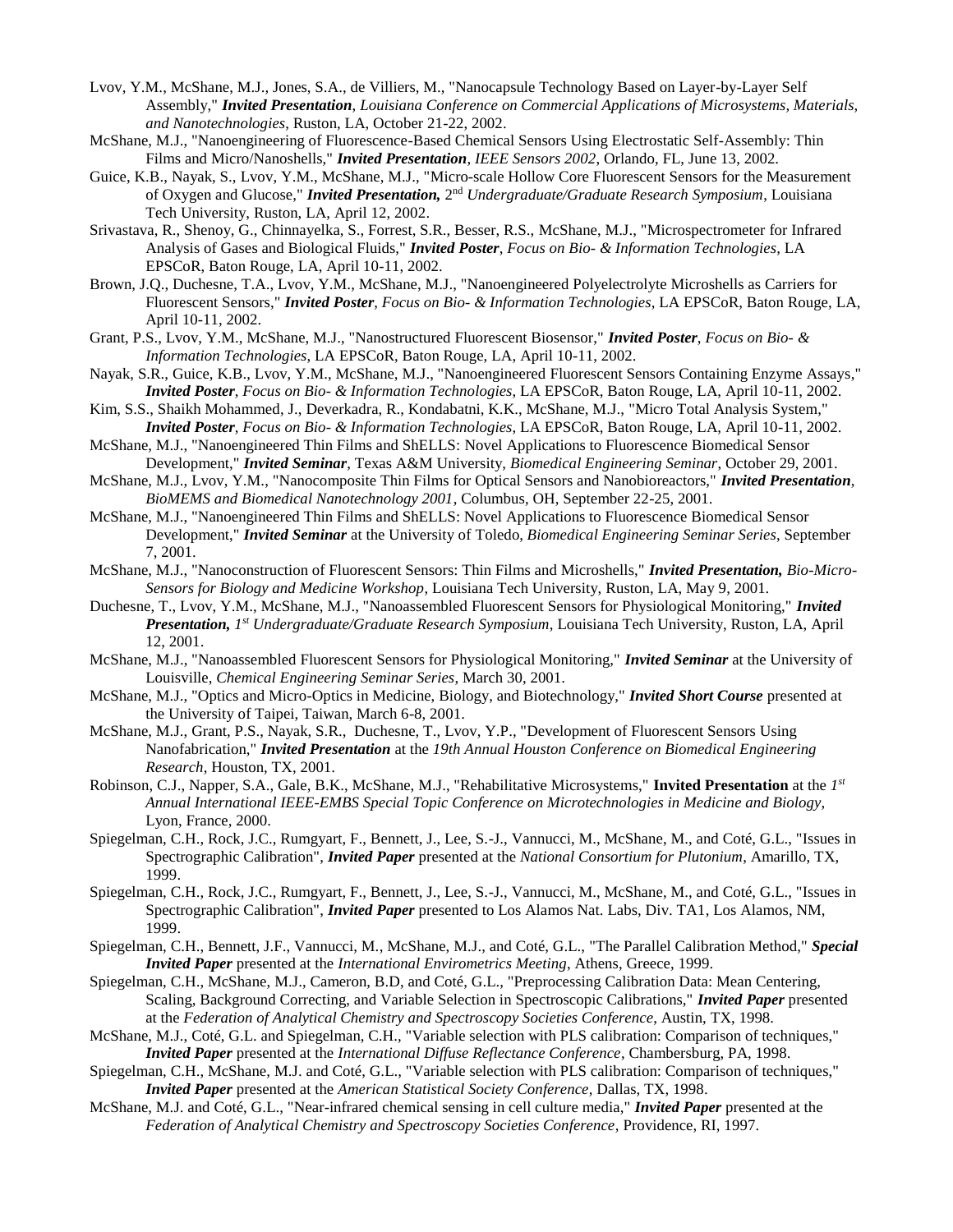Lvov, Y.M., McShane, M.J., Jones, S.A., de Villiers, M., "Nanocapsule Technology Based on Layer-by-Layer Self Assembly," ***Invited Presentation***, *Louisiana Conference on Commercial Applications of Microsystems, Materials, and Nanotechnologies*, Ruston, LA, October 21-22, 2002.

McShane, M.J., "Nanoengineering of Fluorescence-Based Chemical Sensors Using Electrostatic Self-Assembly: Thin Films and Micro/Nanoshells," ***Invited Presentation***, *IEEE Sensors 2002*, Orlando, FL, June 13, 2002.

Guice, K.B., Nayak, S., Lvov, Y.M., McShane, M.J., "Micro-scale Hollow Core Fluorescent Sensors for the Measurement of Oxygen and Glucose," ***Invited Presentation,*** 2nd *Undergraduate/Graduate Research Symposium*, Louisiana Tech University, Ruston, LA, April 12, 2002.

Srivastava, R., Shenoy, G., Chinnayelka, S., Forrest, S.R., Besser, R.S., McShane, M.J., "Microspectrometer for Infrared Analysis of Gases and Biological Fluids," ***Invited Poster***, *Focus on Bio- & Information Technologies*, LA EPSCoR, Baton Rouge, LA, April 10-11, 2002.

Brown, J.Q., Duchesne, T.A., Lvov, Y.M., McShane, M.J., "Nanoengineered Polyelectrolyte Microshells as Carriers for Fluorescent Sensors," ***Invited Poster***, *Focus on Bio- & Information Technologies*, LA EPSCoR, Baton Rouge, LA, April 10-11, 2002.

Grant, P.S., Lvov, Y.M., McShane, M.J., "Nanostructured Fluorescent Biosensor," ***Invited Poster***, *Focus on Bio- & Information Technologies*, LA EPSCoR, Baton Rouge, LA, April 10-11, 2002.

Nayak, S.R., Guice, K.B., Lvov, Y.M., McShane, M.J., "Nanoengineered Fluorescent Sensors Containing Enzyme Assays," ***Invited Poster***, *Focus on Bio- & Information Technologies*, LA EPSCoR, Baton Rouge, LA, April 10-11, 2002.

Kim, S.S., Shaikh Mohammed, J., Deverkadra, R., Kondabatni, K.K., McShane, M.J., "Micro Total Analysis System," ***Invited Poster***, *Focus on Bio- & Information Technologies*, LA EPSCoR, Baton Rouge, LA, April 10-11, 2002.

McShane, M.J., "Nanoengineered Thin Films and ShELLS: Novel Applications to Fluorescence Biomedical Sensor Development," ***Invited Seminar***, Texas A&M University, *Biomedical Engineering Seminar*, October 29, 2001.

McShane, M.J., Lvov, Y.M., "Nanocomposite Thin Films for Optical Sensors and Nanobioreactors," ***Invited Presentation***, *BioMEMS and Biomedical Nanotechnology 2001*, Columbus, OH, September 22-25, 2001.

McShane, M.J., "Nanoengineered Thin Films and ShELLS: Novel Applications to Fluorescence Biomedical Sensor Development," ***Invited Seminar*** at the University of Toledo, *Biomedical Engineering Seminar Series*, September 7, 2001.

McShane, M.J., "Nanoconstruction of Fluorescent Sensors: Thin Films and Microshells," ***Invited Presentation,*** *Bio-Micro-Sensors for Biology and Medicine Workshop*, Louisiana Tech University, Ruston, LA, May 9, 2001.

Duchesne, T., Lvov, Y.M., McShane, M.J., "Nanoassembled Fluorescent Sensors for Physiological Monitoring," ***Invited Presentation,*** *1st Undergraduate/Graduate Research Symposium*, Louisiana Tech University, Ruston, LA, April 12, 2001.

McShane, M.J., "Nanoassembled Fluorescent Sensors for Physiological Monitoring," ***Invited Seminar*** at the University of Louisville, *Chemical Engineering Seminar Series*, March 30, 2001.

McShane, M.J., "Optics and Micro-Optics in Medicine, Biology, and Biotechnology," ***Invited Short Course*** presented at the University of Taipei, Taiwan, March 6-8, 2001.

McShane, M.J., Grant, P.S., Nayak, S.R., Duchesne, T., Lvov, Y.P., "Development of Fluorescent Sensors Using Nanofabrication," ***Invited Presentation*** at the *19th Annual Houston Conference on Biomedical Engineering Research*, Houston, TX, 2001.

Robinson, C.J., Napper, S.A., Gale, B.K., McShane, M.J., "Rehabilitative Microsystems," **Invited Presentation** at the *1st Annual International IEEE-EMBS Special Topic Conference on Microtechnologies in Medicine and Biology*, Lyon, France, 2000.

Spiegelman, C.H., Rock, J.C., Rumgyart, F., Bennett, J., Lee, S.-J., Vannucci, M., McShane, M., and Coté, G.L., "Issues in Spectrographic Calibration", ***Invited Paper*** presented at the *National Consortium for Plutonium*, Amarillo, TX, 1999.

Spiegelman, C.H., Rock, J.C., Rumgyart, F., Bennett, J., Lee, S.-J., Vannucci, M., McShane, M., and Coté, G.L., "Issues in Spectrographic Calibration", ***Invited Paper*** presented to Los Alamos Nat. Labs, Div. TA1, Los Alamos, NM, 1999.

Spiegelman, C.H., Bennett, J.F., Vannucci, M., McShane, M.J., and Coté, G.L., "The Parallel Calibration Method," ***Special Invited Paper*** presented at the *International Envirometrics Meeting*, Athens, Greece, 1999.

Spiegelman, C.H., McShane, M.J., Cameron, B.D, and Coté, G.L., "Preprocessing Calibration Data: Mean Centering, Scaling, Background Correcting, and Variable Selection in Spectroscopic Calibrations," ***Invited Paper*** presented at the *Federation of Analytical Chemistry and Spectroscopy Societies Conference*, Austin, TX, 1998.

McShane, M.J., Coté, G.L. and Spiegelman, C.H., "Variable selection with PLS calibration: Comparison of techniques," ***Invited Paper*** presented at the *International Diffuse Reflectance Conference*, Chambersburg, PA, 1998.

Spiegelman, C.H., McShane, M.J. and Coté, G.L., "Variable selection with PLS calibration: Comparison of techniques," ***Invited Paper*** presented at the *American Statistical Society Conference*, Dallas, TX, 1998.

McShane, M.J. and Coté, G.L., "Near-infrared chemical sensing in cell culture media," ***Invited Paper*** presented at the *Federation of Analytical Chemistry and Spectroscopy Societies Conference*, Providence, RI, 1997.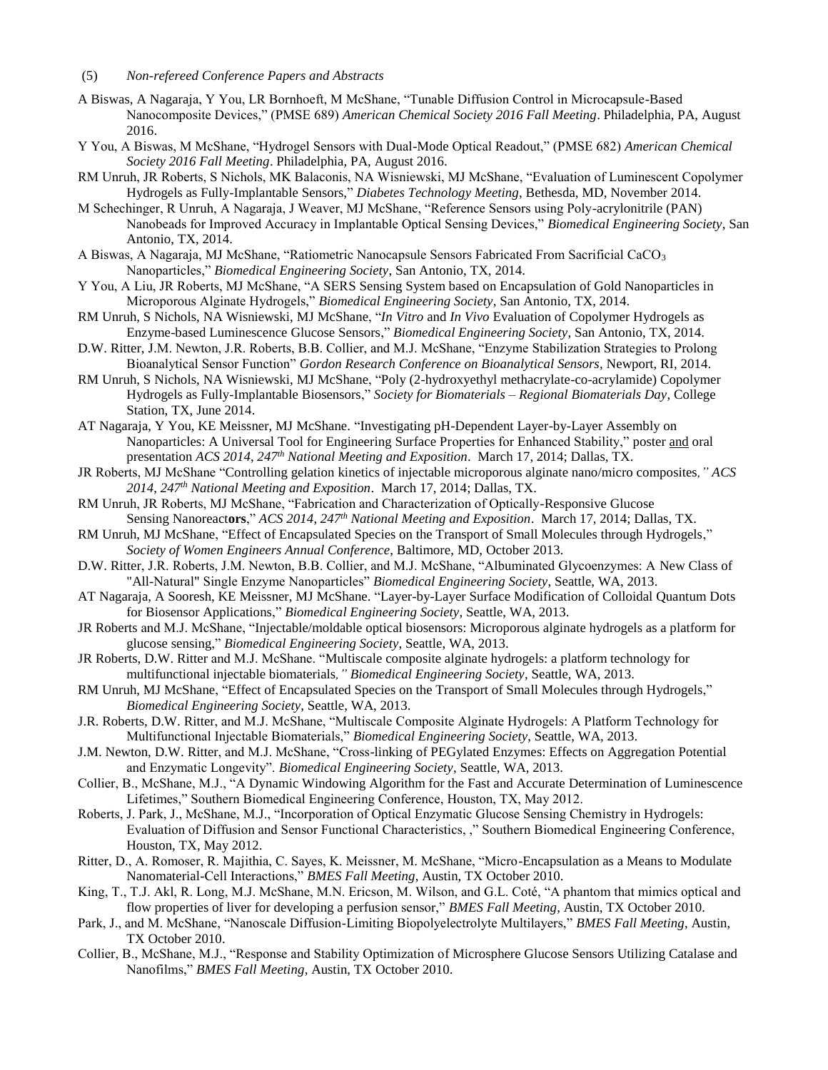(5) *Non-refereed Conference Papers and Abstracts*

A Biswas, A Nagaraja, Y You, LR Bornhoeft, M McShane, "Tunable Diffusion Control in Microcapsule-Based Nanocomposite Devices," (PMSE 689) *American Chemical Society 2016 Fall Meeting*. Philadelphia, PA, August 2016.

Y You, A Biswas, M McShane, "Hydrogel Sensors with Dual-Mode Optical Readout," (PMSE 682) *American Chemical Society 2016 Fall Meeting*. Philadelphia, PA, August 2016.

RM Unruh, JR Roberts, S Nichols, MK Balaconis, NA Wisniewski, MJ McShane, "Evaluation of Luminescent Copolymer Hydrogels as Fully-Implantable Sensors," *Diabetes Technology Meeting*, Bethesda, MD, November 2014.

M Schechinger, R Unruh, A Nagaraja, J Weaver, MJ McShane, "Reference Sensors using Poly-acrylonitrile (PAN) Nanobeads for Improved Accuracy in Implantable Optical Sensing Devices," *Biomedical Engineering Society*, San Antonio, TX, 2014.

A Biswas, A Nagaraja, MJ McShane, "Ratiometric Nanocapsule Sensors Fabricated From Sacrificial $CaCO_3$ Nanoparticles," *Biomedical Engineering Society*, San Antonio, TX, 2014.

Y You, A Liu, JR Roberts, MJ McShane, "A SERS Sensing System based on Encapsulation of Gold Nanoparticles in Microporous Alginate Hydrogels," *Biomedical Engineering Society*, San Antonio, TX, 2014.

RM Unruh, S Nichols, NA Wisniewski, MJ McShane, "*In Vitro* and *In Vivo* Evaluation of Copolymer Hydrogels as Enzyme-based Luminescence Glucose Sensors," *Biomedical Engineering Society*, San Antonio, TX, 2014.

D.W. Ritter, J.M. Newton, J.R. Roberts, B.B. Collier, and M.J. McShane, "Enzyme Stabilization Strategies to Prolong Bioanalytical Sensor Function" *Gordon Research Conference on Bioanalytical Sensors*, Newport, RI, 2014.

RM Unruh, S Nichols, NA Wisniewski, MJ McShane, "Poly (2-hydroxyethyl methacrylate-co-acrylamide) Copolymer Hydrogels as Fully-Implantable Biosensors," *Society for Biomaterials – Regional Biomaterials Day*, College Station, TX, June 2014.

AT Nagaraja, Y You, KE Meissner, MJ McShane. "Investigating pH-Dependent Layer-by-Layer Assembly on Nanoparticles: A Universal Tool for Engineering Surface Properties for Enhanced Stability," poster and oral presentation *ACS 2014, 247th National Meeting and Exposition*. March 17, 2014; Dallas, TX.

JR Roberts, MJ McShane "Controlling gelation kinetics of injectable microporous alginate nano/micro composites*," ACS 2014, 247th National Meeting and Exposition*. March 17, 2014; Dallas, TX.

RM Unruh, JR Roberts, MJ McShane, "Fabrication and Characterization of Optically-Responsive Glucose Sensing Nanoreact**ors**," *ACS 2014, 247th National Meeting and Exposition*. March 17, 2014; Dallas, TX.

RM Unruh, MJ McShane, "Effect of Encapsulated Species on the Transport of Small Molecules through Hydrogels," *Society of Women Engineers Annual Conference*, Baltimore, MD, October 2013.

D.W. Ritter, J.R. Roberts, J.M. Newton, B.B. Collier, and M.J. McShane, "Albuminated Glycoenzymes: A New Class of "All-Natural" Single Enzyme Nanoparticles" *Biomedical Engineering Society*, Seattle, WA, 2013.

AT Nagaraja, A Sooresh, KE Meissner, MJ McShane. "Layer-by-Layer Surface Modification of Colloidal Quantum Dots for Biosensor Applications," *Biomedical Engineering Society*, Seattle, WA, 2013.

JR Roberts and M.J. McShane, "Injectable/moldable optical biosensors: Microporous alginate hydrogels as a platform for glucose sensing," *Biomedical Engineering Society*, Seattle, WA, 2013.

JR Roberts, D.W. Ritter and M.J. McShane. "Multiscale composite alginate hydrogels: a platform technology for multifunctional injectable biomaterials*," Biomedical Engineering Society*, Seattle, WA, 2013.

RM Unruh, MJ McShane, "Effect of Encapsulated Species on the Transport of Small Molecules through Hydrogels," *Biomedical Engineering Society*, Seattle, WA, 2013.

J.R. Roberts, D.W. Ritter, and M.J. McShane, "Multiscale Composite Alginate Hydrogels: A Platform Technology for Multifunctional Injectable Biomaterials," *Biomedical Engineering Society*, Seattle, WA, 2013.

J.M. Newton, D.W. Ritter, and M.J. McShane, "Cross-linking of PEGylated Enzymes: Effects on Aggregation Potential and Enzymatic Longevity". *Biomedical Engineering Society*, Seattle, WA, 2013.

Collier, B., McShane, M.J., "A Dynamic Windowing Algorithm for the Fast and Accurate Determination of Luminescence Lifetimes," Southern Biomedical Engineering Conference, Houston, TX, May 2012.

Roberts, J. Park, J., McShane, M.J., "Incorporation of Optical Enzymatic Glucose Sensing Chemistry in Hydrogels: Evaluation of Diffusion and Sensor Functional Characteristics, ," Southern Biomedical Engineering Conference, Houston, TX, May 2012.

Ritter, D., A. Romoser, R. Majithia, C. Sayes, K. Meissner, M. McShane, "Micro-Encapsulation as a Means to Modulate Nanomaterial-Cell Interactions," *BMES Fall Meeting*, Austin, TX October 2010.

King, T., T.J. Akl, R. Long, M.J. McShane, M.N. Ericson, M. Wilson, and G.L. Coté, "A phantom that mimics optical and flow properties of liver for developing a perfusion sensor," *BMES Fall Meeting*, Austin, TX October 2010.

Park, J., and M. McShane, "Nanoscale Diffusion-Limiting Biopolyelectrolyte Multilayers," *BMES Fall Meeting*, Austin, TX October 2010.

Collier, B., McShane, M.J., "Response and Stability Optimization of Microsphere Glucose Sensors Utilizing Catalase and Nanofilms," *BMES Fall Meeting*, Austin, TX October 2010.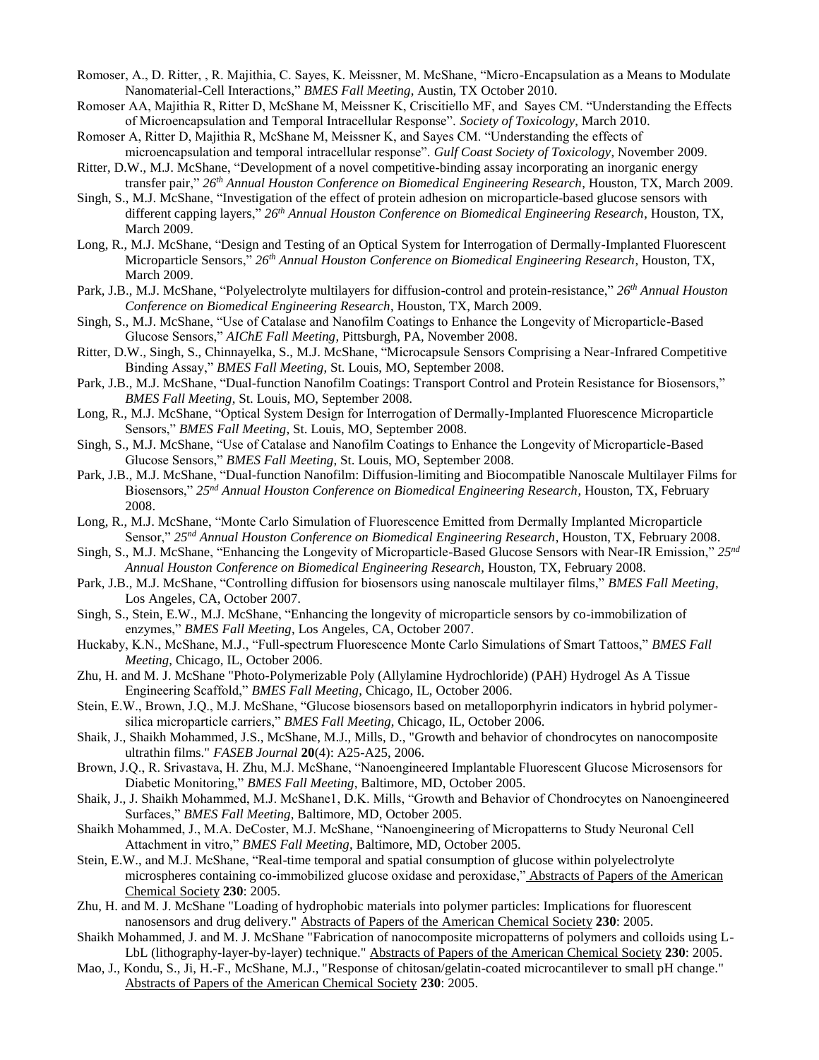Romoser, A., D. Ritter, , R. Majithia, C. Sayes, K. Meissner, M. McShane, "Micro-Encapsulation as a Means to Modulate Nanomaterial-Cell Interactions," *BMES Fall Meeting*, Austin, TX October 2010.

Romoser AA, Majithia R, Ritter D, McShane M, Meissner K, Criscitiello MF, and Sayes CM. "Understanding the Effects of Microencapsulation and Temporal Intracellular Response". *Society of Toxicology*, March 2010.

Romoser A, Ritter D, Majithia R, McShane M, Meissner K, and Sayes CM. "Understanding the effects of microencapsulation and temporal intracellular response". *Gulf Coast Society of Toxicology*, November 2009.

Ritter, D.W., M.J. McShane, "Development of a novel competitive-binding assay incorporating an inorganic energy transfer pair," *26th Annual Houston Conference on Biomedical Engineering Research*, Houston, TX, March 2009.

Singh, S., M.J. McShane, "Investigation of the effect of protein adhesion on microparticle-based glucose sensors with different capping layers," *26th Annual Houston Conference on Biomedical Engineering Research*, Houston, TX, March 2009.

Long, R., M.J. McShane, "Design and Testing of an Optical System for Interrogation of Dermally-Implanted Fluorescent Microparticle Sensors," *26th Annual Houston Conference on Biomedical Engineering Research*, Houston, TX, March 2009.

Park, J.B., M.J. McShane, "Polyelectrolyte multilayers for diffusion-control and protein-resistance," *26th Annual Houston Conference on Biomedical Engineering Research*, Houston, TX, March 2009.

Singh, S., M.J. McShane, "Use of Catalase and Nanofilm Coatings to Enhance the Longevity of Microparticle-Based Glucose Sensors," *AIChE Fall Meeting*, Pittsburgh, PA, November 2008.

Ritter, D.W., Singh, S., Chinnayelka, S., M.J. McShane, "Microcapsule Sensors Comprising a Near-Infrared Competitive Binding Assay," *BMES Fall Meeting*, St. Louis, MO, September 2008.

Park, J.B., M.J. McShane, "Dual-function Nanofilm Coatings: Transport Control and Protein Resistance for Biosensors," *BMES Fall Meeting*, St. Louis, MO, September 2008.

Long, R., M.J. McShane, "Optical System Design for Interrogation of Dermally-Implanted Fluorescence Microparticle Sensors," *BMES Fall Meeting*, St. Louis, MO, September 2008.

Singh, S., M.J. McShane, "Use of Catalase and Nanofilm Coatings to Enhance the Longevity of Microparticle-Based Glucose Sensors," *BMES Fall Meeting*, St. Louis, MO, September 2008.

Park, J.B., M.J. McShane, "Dual-function Nanofilm: Diffusion-limiting and Biocompatible Nanoscale Multilayer Films for Biosensors," *25nd Annual Houston Conference on Biomedical Engineering Research*, Houston, TX, February 2008.

Long, R., M.J. McShane, "Monte Carlo Simulation of Fluorescence Emitted from Dermally Implanted Microparticle Sensor," *25nd Annual Houston Conference on Biomedical Engineering Research*, Houston, TX, February 2008.

Singh, S., M.J. McShane, "Enhancing the Longevity of Microparticle-Based Glucose Sensors with Near-IR Emission," *25nd Annual Houston Conference on Biomedical Engineering Research*, Houston, TX, February 2008.

Park, J.B., M.J. McShane, "Controlling diffusion for biosensors using nanoscale multilayer films," *BMES Fall Meeting*, Los Angeles, CA, October 2007.

Singh, S., Stein, E.W., M.J. McShane, "Enhancing the longevity of microparticle sensors by co-immobilization of enzymes," *BMES Fall Meeting*, Los Angeles, CA, October 2007.

Huckaby, K.N., McShane, M.J., "Full-spectrum Fluorescence Monte Carlo Simulations of Smart Tattoos," *BMES Fall Meeting*, Chicago, IL, October 2006.

Zhu, H. and M. J. McShane "Photo-Polymerizable Poly (Allylamine Hydrochloride) (PAH) Hydrogel As A Tissue Engineering Scaffold," *BMES Fall Meeting*, Chicago, IL, October 2006.

Stein, E.W., Brown, J.Q., M.J. McShane, "Glucose biosensors based on metalloporphyrin indicators in hybrid polymer-silica microparticle carriers," *BMES Fall Meeting*, Chicago, IL, October 2006.

Shaik, J., Shaikh Mohammed, J.S., McShane, M.J., Mills, D., "Growth and behavior of chondrocytes on nanocomposite ultrathin films." *FASEB Journal* **20**(4): A25-A25, 2006.

Brown, J.Q., R. Srivastava, H. Zhu, M.J. McShane, "Nanoengineered Implantable Fluorescent Glucose Microsensors for Diabetic Monitoring," *BMES Fall Meeting*, Baltimore, MD, October 2005.

Shaik, J., J. Shaikh Mohammed, M.J. McShane1, D.K. Mills, "Growth and Behavior of Chondrocytes on Nanoengineered Surfaces," *BMES Fall Meeting*, Baltimore, MD, October 2005.

Shaikh Mohammed, J., M.A. DeCoster, M.J. McShane, "Nanoengineering of Micropatterns to Study Neuronal Cell Attachment in vitro," *BMES Fall Meeting*, Baltimore, MD, October 2005.

Stein, E.W., and M.J. McShane, "Real-time temporal and spatial consumption of glucose within polyelectrolyte microspheres containing co-immobilized glucose oxidase and peroxidase," Abstracts of Papers of the American Chemical Society **230**: 2005.

Zhu, H. and M. J. McShane "Loading of hydrophobic materials into polymer particles: Implications for fluorescent nanosensors and drug delivery." Abstracts of Papers of the American Chemical Society **230**: 2005.

Shaikh Mohammed, J. and M. J. McShane "Fabrication of nanocomposite micropatterns of polymers and colloids using L-LbL (lithography-layer-by-layer) technique." Abstracts of Papers of the American Chemical Society **230**: 2005.

Mao, J., Kondu, S., Ji, H.-F., McShane, M.J., "Response of chitosan/gelatin-coated microcantilever to small pH change." Abstracts of Papers of the American Chemical Society **230**: 2005.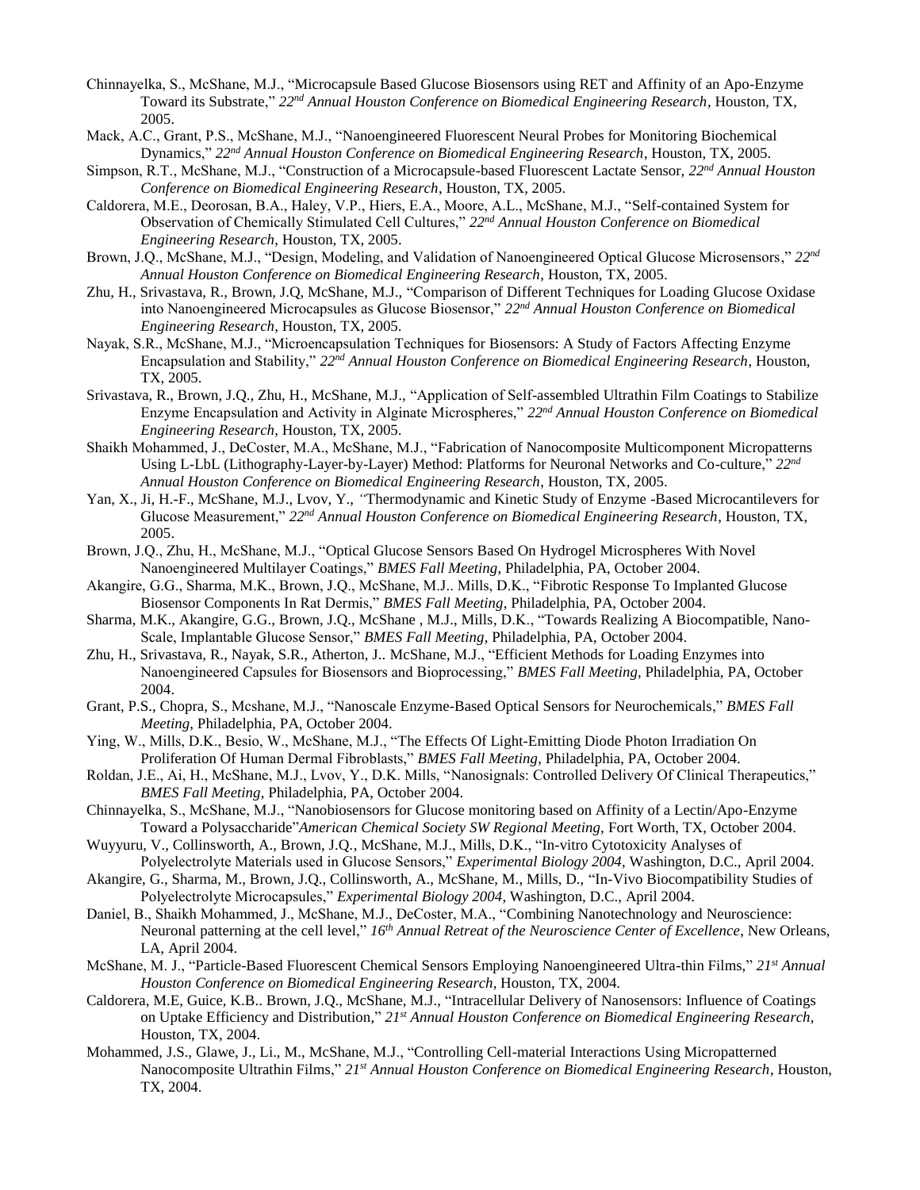Chinnayelka, S., McShane, M.J., "Microcapsule Based Glucose Biosensors using RET and Affinity of an Apo-Enzyme Toward its Substrate," *22nd Annual Houston Conference on Biomedical Engineering Research*, Houston, TX, 2005.

Mack, A.C., Grant, P.S., McShane, M.J., "Nanoengineered Fluorescent Neural Probes for Monitoring Biochemical Dynamics," *22nd Annual Houston Conference on Biomedical Engineering Research*, Houston, TX, 2005.

Simpson, R.T., McShane, M.J., "Construction of a Microcapsule-based Fluorescent Lactate Sensor, *22nd Annual Houston Conference on Biomedical Engineering Research*, Houston, TX, 2005.

Caldorera, M.E., Deorosan, B.A., Haley, V.P., Hiers, E.A., Moore, A.L., McShane, M.J., "Self-contained System for Observation of Chemically Stimulated Cell Cultures," *22nd Annual Houston Conference on Biomedical Engineering Research*, Houston, TX, 2005.

Brown, J.Q., McShane, M.J., "Design, Modeling, and Validation of Nanoengineered Optical Glucose Microsensors," *22nd Annual Houston Conference on Biomedical Engineering Research*, Houston, TX, 2005.

Zhu, H., Srivastava, R., Brown, J.Q, McShane, M.J., "Comparison of Different Techniques for Loading Glucose Oxidase into Nanoengineered Microcapsules as Glucose Biosensor," *22nd Annual Houston Conference on Biomedical Engineering Research*, Houston, TX, 2005.

Nayak, S.R., McShane, M.J., "Microencapsulation Techniques for Biosensors: A Study of Factors Affecting Enzyme Encapsulation and Stability," *22nd Annual Houston Conference on Biomedical Engineering Research*, Houston, TX, 2005.

Srivastava, R., Brown, J.Q., Zhu, H., McShane, M.J., "Application of Self-assembled Ultrathin Film Coatings to Stabilize Enzyme Encapsulation and Activity in Alginate Microspheres," *22nd Annual Houston Conference on Biomedical Engineering Research*, Houston, TX, 2005.

Shaikh Mohammed, J., DeCoster, M.A., McShane, M.J., "Fabrication of Nanocomposite Multicomponent Micropatterns Using L-LbL (Lithography-Layer-by-Layer) Method: Platforms for Neuronal Networks and Co-culture," *22nd Annual Houston Conference on Biomedical Engineering Research*, Houston, TX, 2005.

Yan, X., Ji, H.-F., McShane, M.J., Lvov, Y., "Thermodynamic and Kinetic Study of Enzyme -Based Microcantilevers for Glucose Measurement," *22nd Annual Houston Conference on Biomedical Engineering Research*, Houston, TX, 2005.

Brown, J.Q., Zhu, H., McShane, M.J., "Optical Glucose Sensors Based On Hydrogel Microspheres With Novel Nanoengineered Multilayer Coatings," *BMES Fall Meeting*, Philadelphia, PA, October 2004.

Akangire, G.G., Sharma, M.K., Brown, J.Q., McShane, M.J.. Mills, D.K., "Fibrotic Response To Implanted Glucose Biosensor Components In Rat Dermis," *BMES Fall Meeting*, Philadelphia, PA, October 2004.

Sharma, M.K., Akangire, G.G., Brown, J.Q., McShane , M.J., Mills, D.K., "Towards Realizing A Biocompatible, Nano-Scale, Implantable Glucose Sensor," *BMES Fall Meeting*, Philadelphia, PA, October 2004.

Zhu, H., Srivastava, R., Nayak, S.R., Atherton, J.. McShane, M.J., "Efficient Methods for Loading Enzymes into Nanoengineered Capsules for Biosensors and Bioprocessing," *BMES Fall Meeting*, Philadelphia, PA, October 2004.

Grant, P.S., Chopra, S., Mcshane, M.J., "Nanoscale Enzyme-Based Optical Sensors for Neurochemicals," *BMES Fall Meeting*, Philadelphia, PA, October 2004.

Ying, W., Mills, D.K., Besio, W., McShane, M.J., "The Effects Of Light-Emitting Diode Photon Irradiation On Proliferation Of Human Dermal Fibroblasts," *BMES Fall Meeting*, Philadelphia, PA, October 2004.

Roldan, J.E., Ai, H., McShane, M.J., Lvov, Y., D.K. Mills, "Nanosignals: Controlled Delivery Of Clinical Therapeutics," *BMES Fall Meeting*, Philadelphia, PA, October 2004.

Chinnayelka, S., McShane, M.J., "Nanobiosensors for Glucose monitoring based on Affinity of a Lectin/Apo-Enzyme Toward a Polysaccharide"*American Chemical Society SW Regional Meeting*, Fort Worth, TX, October 2004.

Wuyyuru, V., Collinsworth, A., Brown, J.Q., McShane, M.J., Mills, D.K., "In-vitro Cytotoxicity Analyses of Polyelectrolyte Materials used in Glucose Sensors," *Experimental Biology 2004*, Washington, D.C., April 2004.

Akangire, G., Sharma, M., Brown, J.Q., Collinsworth, A., McShane, M., Mills, D., "In-Vivo Biocompatibility Studies of Polyelectrolyte Microcapsules," *Experimental Biology 2004*, Washington, D.C., April 2004.

Daniel, B., Shaikh Mohammed, J., McShane, M.J., DeCoster, M.A., "Combining Nanotechnology and Neuroscience: Neuronal patterning at the cell level," *16th Annual Retreat of the Neuroscience Center of Excellence*, New Orleans, LA, April 2004.

McShane, M. J., "Particle-Based Fluorescent Chemical Sensors Employing Nanoengineered Ultra-thin Films," *21st Annual Houston Conference on Biomedical Engineering Research*, Houston, TX, 2004.

Caldorera, M.E, Guice, K.B.. Brown, J.Q., McShane, M.J., "Intracellular Delivery of Nanosensors: Influence of Coatings on Uptake Efficiency and Distribution," *21st Annual Houston Conference on Biomedical Engineering Research*, Houston, TX, 2004.

Mohammed, J.S., Glawe, J., Li., M., McShane, M.J., "Controlling Cell-material Interactions Using Micropatterned Nanocomposite Ultrathin Films," *21st Annual Houston Conference on Biomedical Engineering Research*, Houston, TX, 2004.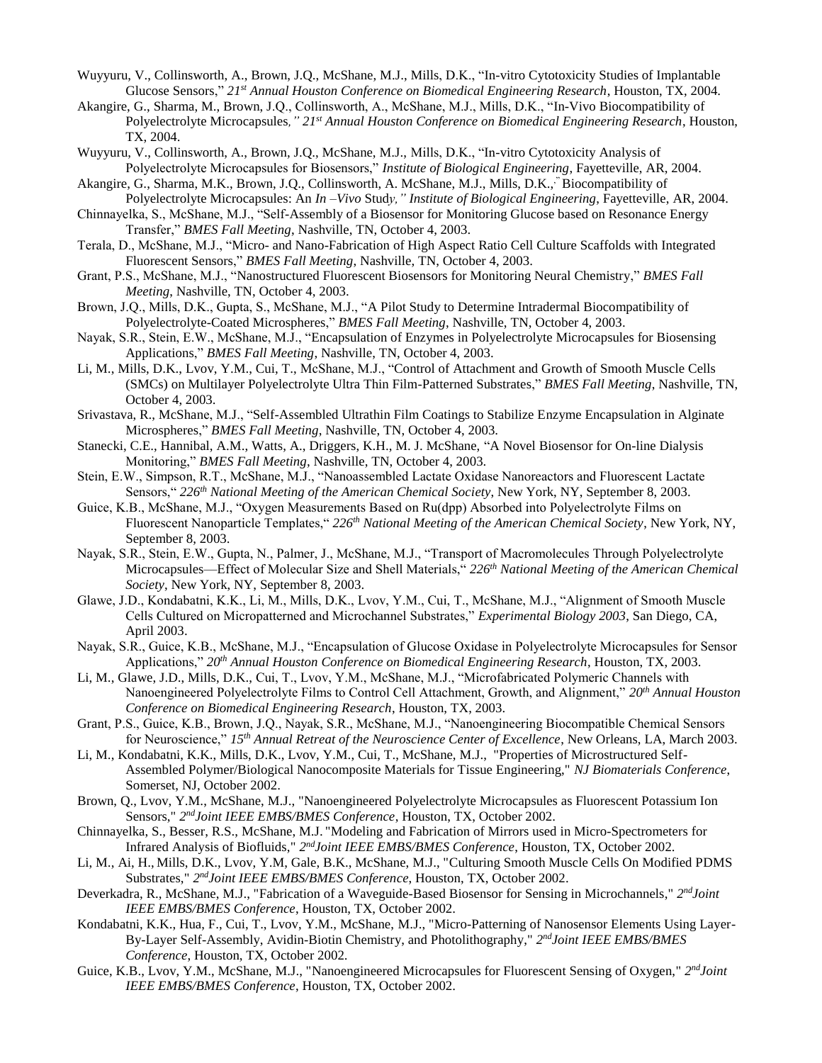Wuyyuru, V., Collinsworth, A., Brown, J.Q., McShane, M.J., Mills, D.K., "In-vitro Cytotoxicity Studies of Implantable Glucose Sensors," *21st Annual Houston Conference on Biomedical Engineering Research*, Houston, TX, 2004.

Akangire, G., Sharma, M., Brown, J.Q., Collinsworth, A., McShane, M.J., Mills, D.K., "In-Vivo Biocompatibility of Polyelectrolyte Microcapsules*," 21st Annual Houston Conference on Biomedical Engineering Research*, Houston, TX, 2004.

Wuyyuru, V., Collinsworth, A., Brown, J.Q., McShane, M.J., Mills, D.K., "In-vitro Cytotoxicity Analysis of Polyelectrolyte Microcapsules for Biosensors," *Institute of Biological Engineering*, Fayetteville, AR, 2004.

Akangire, G., Sharma, M.K., Brown, J.Q., Collinsworth, A. McShane, M.J., Mills, D.K.," Biocompatibility of Polyelectrolyte Microcapsules: An *In –Vivo* Stud*y," Institute of Biological Engineering*, Fayetteville, AR, 2004.

Chinnayelka, S., McShane, M.J., "Self-Assembly of a Biosensor for Monitoring Glucose based on Resonance Energy Transfer," *BMES Fall Meeting*, Nashville, TN, October 4, 2003.

Terala, D., McShane, M.J., "Micro- and Nano-Fabrication of High Aspect Ratio Cell Culture Scaffolds with Integrated Fluorescent Sensors," *BMES Fall Meeting*, Nashville, TN, October 4, 2003.

Grant, P.S., McShane, M.J., "Nanostructured Fluorescent Biosensors for Monitoring Neural Chemistry," *BMES Fall Meeting*, Nashville, TN, October 4, 2003.

Brown, J.Q., Mills, D.K., Gupta, S., McShane, M.J., "A Pilot Study to Determine Intradermal Biocompatibility of Polyelectrolyte-Coated Microspheres," *BMES Fall Meeting*, Nashville, TN, October 4, 2003.

Nayak, S.R., Stein, E.W., McShane, M.J., "Encapsulation of Enzymes in Polyelectrolyte Microcapsules for Biosensing Applications," *BMES Fall Meeting*, Nashville, TN, October 4, 2003.

Li, M., Mills, D.K., Lvov, Y.M., Cui, T., McShane, M.J., "Control of Attachment and Growth of Smooth Muscle Cells (SMCs) on Multilayer Polyelectrolyte Ultra Thin Film-Patterned Substrates," *BMES Fall Meeting*, Nashville, TN, October 4, 2003.

Srivastava, R., McShane, M.J., "Self-Assembled Ultrathin Film Coatings to Stabilize Enzyme Encapsulation in Alginate Microspheres," *BMES Fall Meeting*, Nashville, TN, October 4, 2003.

Stanecki, C.E., Hannibal, A.M., Watts, A., Driggers, K.H., M. J. McShane, "A Novel Biosensor for On-line Dialysis Monitoring," *BMES Fall Meeting*, Nashville, TN, October 4, 2003.

Stein, E.W., Simpson, R.T., McShane, M.J., "Nanoassembled Lactate Oxidase Nanoreactors and Fluorescent Lactate Sensors," *226th National Meeting of the American Chemical Society*, New York, NY, September 8, 2003.

Guice, K.B., McShane, M.J., "Oxygen Measurements Based on Ru(dpp) Absorbed into Polyelectrolyte Films on Fluorescent Nanoparticle Templates," *226th National Meeting of the American Chemical Society*, New York, NY, September 8, 2003.

Nayak, S.R., Stein, E.W., Gupta, N., Palmer, J., McShane, M.J., "Transport of Macromolecules Through Polyelectrolyte Microcapsules—Effect of Molecular Size and Shell Materials," *226th National Meeting of the American Chemical Society*, New York, NY, September 8, 2003.

Glawe, J.D., Kondabatni, K.K., Li, M., Mills, D.K., Lvov, Y.M., Cui, T., McShane, M.J., "Alignment of Smooth Muscle Cells Cultured on Micropatterned and Microchannel Substrates," *Experimental Biology 2003*, San Diego, CA, April 2003.

Nayak, S.R., Guice, K.B., McShane, M.J., "Encapsulation of Glucose Oxidase in Polyelectrolyte Microcapsules for Sensor Applications," *20th Annual Houston Conference on Biomedical Engineering Research*, Houston, TX, 2003.

Li, M., Glawe, J.D., Mills, D.K., Cui, T., Lvov, Y.M., McShane, M.J., "Microfabricated Polymeric Channels with Nanoengineered Polyelectrolyte Films to Control Cell Attachment, Growth, and Alignment," *20th Annual Houston Conference on Biomedical Engineering Research*, Houston, TX, 2003.

Grant, P.S., Guice, K.B., Brown, J.Q., Nayak, S.R., McShane, M.J., "Nanoengineering Biocompatible Chemical Sensors for Neuroscience," *15th Annual Retreat of the Neuroscience Center of Excellence*, New Orleans, LA, March 2003.

Li, M., Kondabatni, K.K., Mills, D.K., Lvov, Y.M., Cui, T., McShane, M.J., "Properties of Microstructured Self-Assembled Polymer/Biological Nanocomposite Materials for Tissue Engineering," *NJ Biomaterials Conference*, Somerset, NJ, October 2002.

Brown, Q., Lvov, Y.M., McShane, M.J., "Nanoengineered Polyelectrolyte Microcapsules as Fluorescent Potassium Ion Sensors," *2nd Joint IEEE EMBS/BMES Conference*, Houston, TX, October 2002.

Chinnayelka, S., Besser, R.S., McShane, M.J. "Modeling and Fabrication of Mirrors used in Micro-Spectrometers for Infrared Analysis of Biofluids," *2nd Joint IEEE EMBS/BMES Conference*, Houston, TX, October 2002.

Li, M., Ai, H., Mills, D.K., Lvov, Y.M, Gale, B.K., McShane, M.J., "Culturing Smooth Muscle Cells On Modified PDMS Substrates," *2nd Joint IEEE EMBS/BMES Conference*, Houston, TX, October 2002.

Deverkadra, R., McShane, M.J., "Fabrication of a Waveguide-Based Biosensor for Sensing in Microchannels," *2nd Joint IEEE EMBS/BMES Conference*, Houston, TX, October 2002.

Kondabatni, K.K., Hua, F., Cui, T., Lvov, Y.M., McShane, M.J., "Micro-Patterning of Nanosensor Elements Using Layer-By-Layer Self-Assembly, Avidin-Biotin Chemistry, and Photolithography," *2nd Joint IEEE EMBS/BMES Conference*, Houston, TX, October 2002.

Guice, K.B., Lvov, Y.M., McShane, M.J., "Nanoengineered Microcapsules for Fluorescent Sensing of Oxygen," *2nd Joint IEEE EMBS/BMES Conference*, Houston, TX, October 2002.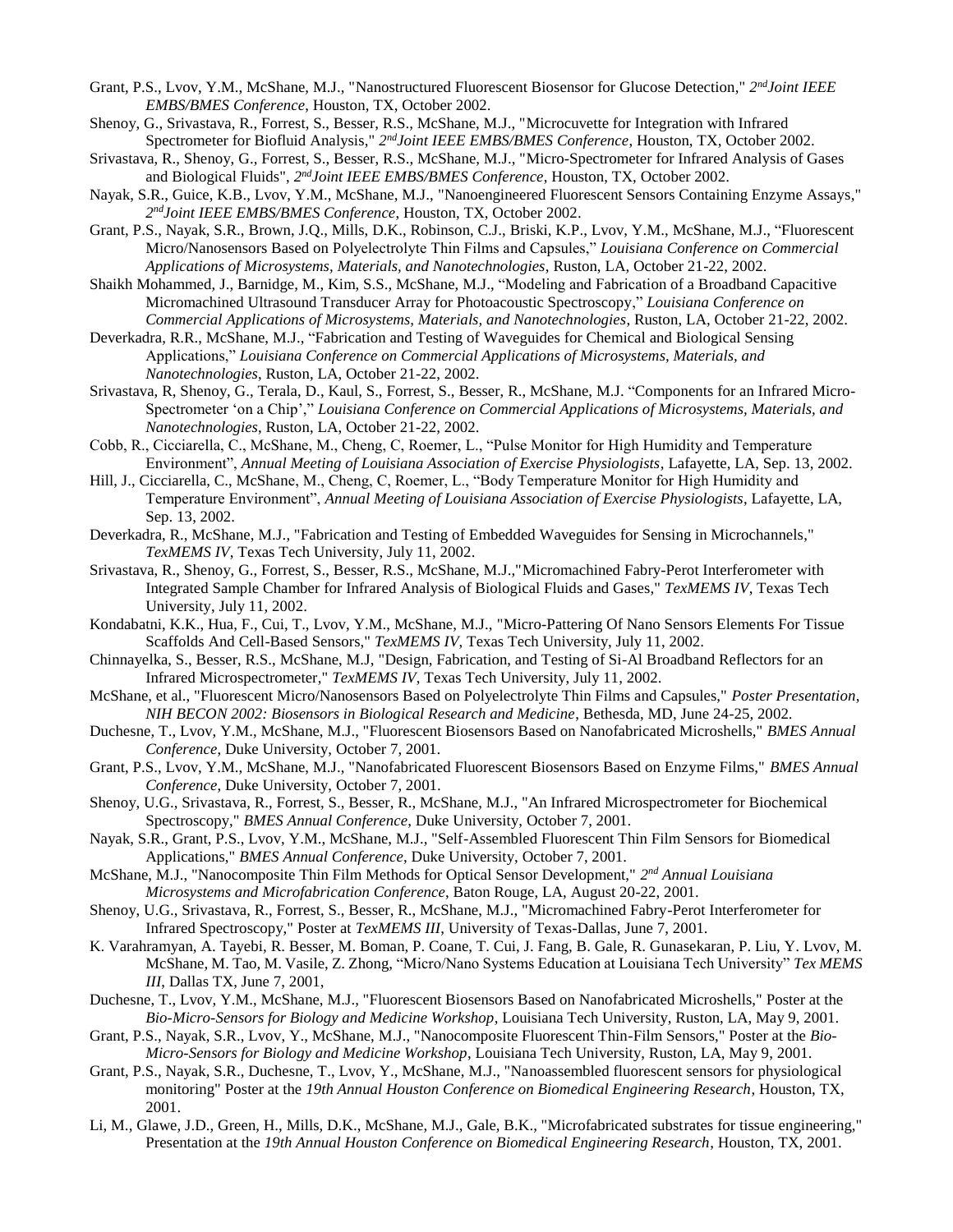Grant, P.S., Lvov, Y.M., McShane, M.J., "Nanostructured Fluorescent Biosensor for Glucose Detection," *2nd Joint IEEE EMBS/BMES Conference*, Houston, TX, October 2002.

Shenoy, G., Srivastava, R., Forrest, S., Besser, R.S., McShane, M.J., "Microcuvette for Integration with Infrared Spectrometer for Biofluid Analysis," *2nd Joint IEEE EMBS/BMES Conference*, Houston, TX, October 2002.

Srivastava, R., Shenoy, G., Forrest, S., Besser, R.S., McShane, M.J., "Micro-Spectrometer for Infrared Analysis of Gases and Biological Fluids", *2nd Joint IEEE EMBS/BMES Conference*, Houston, TX, October 2002.

Nayak, S.R., Guice, K.B., Lvov, Y.M., McShane, M.J., "Nanoengineered Fluorescent Sensors Containing Enzyme Assays," *2nd Joint IEEE EMBS/BMES Conference*, Houston, TX, October 2002.

Grant, P.S., Nayak, S.R., Brown, J.Q., Mills, D.K., Robinson, C.J., Briski, K.P., Lvov, Y.M., McShane, M.J., "Fluorescent Micro/Nanosensors Based on Polyelectrolyte Thin Films and Capsules," *Louisiana Conference on Commercial Applications of Microsystems, Materials, and Nanotechnologies*, Ruston, LA, October 21-22, 2002.

Shaikh Mohammed, J., Barnidge, M., Kim, S.S., McShane, M.J., "Modeling and Fabrication of a Broadband Capacitive Micromachined Ultrasound Transducer Array for Photoacoustic Spectroscopy," *Louisiana Conference on Commercial Applications of Microsystems, Materials, and Nanotechnologies*, Ruston, LA, October 21-22, 2002.

Deverkadra, R.R., McShane, M.J., "Fabrication and Testing of Waveguides for Chemical and Biological Sensing Applications," *Louisiana Conference on Commercial Applications of Microsystems, Materials, and Nanotechnologies*, Ruston, LA, October 21-22, 2002.

Srivastava, R, Shenoy, G., Terala, D., Kaul, S., Forrest, S., Besser, R., McShane, M.J. "Components for an Infrared Micro-Spectrometer 'on a Chip'," *Louisiana Conference on Commercial Applications of Microsystems, Materials, and Nanotechnologies*, Ruston, LA, October 21-22, 2002.

Cobb, R., Cicciarella, C., McShane, M., Cheng, C, Roemer, L., "Pulse Monitor for High Humidity and Temperature Environment", *Annual Meeting of Louisiana Association of Exercise Physiologists*, Lafayette, LA, Sep. 13, 2002.

Hill, J., Cicciarella, C., McShane, M., Cheng, C, Roemer, L., "Body Temperature Monitor for High Humidity and Temperature Environment", *Annual Meeting of Louisiana Association of Exercise Physiologists*, Lafayette, LA, Sep. 13, 2002.

Deverkadra, R., McShane, M.J., "Fabrication and Testing of Embedded Waveguides for Sensing in Microchannels," *TexMEMS IV*, Texas Tech University, July 11, 2002.

Srivastava, R., Shenoy, G., Forrest, S., Besser, R.S., McShane, M.J.,"Micromachined Fabry-Perot Interferometer with Integrated Sample Chamber for Infrared Analysis of Biological Fluids and Gases," *TexMEMS IV*, Texas Tech University, July 11, 2002.

Kondabatni, K.K., Hua, F., Cui, T., Lvov, Y.M., McShane, M.J., "Micro-Pattering Of Nano Sensors Elements For Tissue Scaffolds And Cell-Based Sensors," *TexMEMS IV*, Texas Tech University, July 11, 2002.

Chinnayelka, S., Besser, R.S., McShane, M.J, "Design, Fabrication, and Testing of Si-Al Broadband Reflectors for an Infrared Microspectrometer," *TexMEMS IV*, Texas Tech University, July 11, 2002.

McShane, et al., "Fluorescent Micro/Nanosensors Based on Polyelectrolyte Thin Films and Capsules," *Poster Presentation, NIH BECON 2002: Biosensors in Biological Research and Medicine*, Bethesda, MD, June 24-25, 2002.

Duchesne, T., Lvov, Y.M., McShane, M.J., "Fluorescent Biosensors Based on Nanofabricated Microshells," *BMES Annual Conference*, Duke University, October 7, 2001.

Grant, P.S., Lvov, Y.M., McShane, M.J., "Nanofabricated Fluorescent Biosensors Based on Enzyme Films," *BMES Annual Conference*, Duke University, October 7, 2001.

Shenoy, U.G., Srivastava, R., Forrest, S., Besser, R., McShane, M.J., "An Infrared Microspectrometer for Biochemical Spectroscopy," *BMES Annual Conference*, Duke University, October 7, 2001.

Nayak, S.R., Grant, P.S., Lvov, Y.M., McShane, M.J., "Self-Assembled Fluorescent Thin Film Sensors for Biomedical Applications," *BMES Annual Conference*, Duke University, October 7, 2001.

McShane, M.J., "Nanocomposite Thin Film Methods for Optical Sensor Development," *2nd Annual Louisiana Microsystems and Microfabrication Conference*, Baton Rouge, LA, August 20-22, 2001.

Shenoy, U.G., Srivastava, R., Forrest, S., Besser, R., McShane, M.J., "Micromachined Fabry-Perot Interferometer for Infrared Spectroscopy," Poster at *TexMEMS III*, University of Texas-Dallas, June 7, 2001.

K. Varahramyan, A. Tayebi, R. Besser, M. Boman, P. Coane, T. Cui, J. Fang, B. Gale, R. Gunasekaran, P. Liu, Y. Lvov, M. McShane, M. Tao, M. Vasile, Z. Zhong, "Micro/Nano Systems Education at Louisiana Tech University" *Tex MEMS III*, Dallas TX, June 7, 2001,

Duchesne, T., Lvov, Y.M., McShane, M.J., "Fluorescent Biosensors Based on Nanofabricated Microshells," Poster at the *Bio-Micro-Sensors for Biology and Medicine Workshop*, Louisiana Tech University, Ruston, LA, May 9, 2001.

Grant, P.S., Nayak, S.R., Lvov, Y., McShane, M.J., "Nanocomposite Fluorescent Thin-Film Sensors," Poster at the *Bio-Micro-Sensors for Biology and Medicine Workshop*, Louisiana Tech University, Ruston, LA, May 9, 2001.

Grant, P.S., Nayak, S.R., Duchesne, T., Lvov, Y., McShane, M.J., "Nanoassembled fluorescent sensors for physiological monitoring" Poster at the *19th Annual Houston Conference on Biomedical Engineering Research*, Houston, TX, 2001.

Li, M., Glawe, J.D., Green, H., Mills, D.K., McShane, M.J., Gale, B.K., "Microfabricated substrates for tissue engineering," Presentation at the *19th Annual Houston Conference on Biomedical Engineering Research*, Houston, TX, 2001.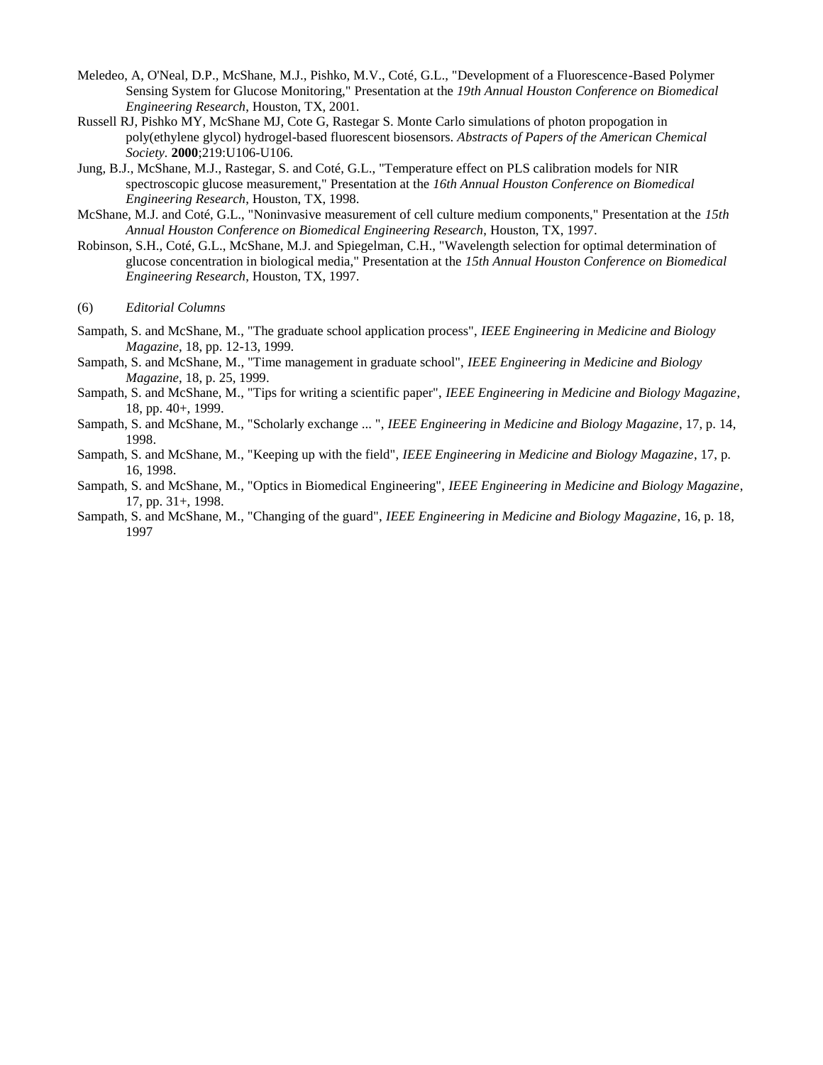Meledeo, A, O'Neal, D.P., McShane, M.J., Pishko, M.V., Coté, G.L., "Development of a Fluorescence-Based Polymer Sensing System for Glucose Monitoring," Presentation at the *19th Annual Houston Conference on Biomedical Engineering Research*, Houston, TX, 2001.

Russell RJ, Pishko MY, McShane MJ, Cote G, Rastegar S. Monte Carlo simulations of photon propogation in poly(ethylene glycol) hydrogel-based fluorescent biosensors. *Abstracts of Papers of the American Chemical Society*. **2000**;219:U106-U106.

Jung, B.J., McShane, M.J., Rastegar, S. and Coté, G.L., "Temperature effect on PLS calibration models for NIR spectroscopic glucose measurement," Presentation at the *16th Annual Houston Conference on Biomedical Engineering Research*, Houston, TX, 1998.

McShane, M.J. and Coté, G.L., "Noninvasive measurement of cell culture medium components," Presentation at the *15th Annual Houston Conference on Biomedical Engineering Research*, Houston, TX, 1997.

Robinson, S.H., Coté, G.L., McShane, M.J. and Spiegelman, C.H., "Wavelength selection for optimal determination of glucose concentration in biological media," Presentation at the *15th Annual Houston Conference on Biomedical Engineering Research*, Houston, TX, 1997.

(6) *Editorial Columns*

Sampath, S. and McShane, M., "The graduate school application process", *IEEE Engineering in Medicine and Biology Magazine*, 18, pp. 12-13, 1999.

Sampath, S. and McShane, M., "Time management in graduate school", *IEEE Engineering in Medicine and Biology Magazine*, 18, p. 25, 1999.

Sampath, S. and McShane, M., "Tips for writing a scientific paper", *IEEE Engineering in Medicine and Biology Magazine*, 18, pp. 40+, 1999.

Sampath, S. and McShane, M., "Scholarly exchange ... ", *IEEE Engineering in Medicine and Biology Magazine*, 17, p. 14, 1998.

Sampath, S. and McShane, M., "Keeping up with the field", *IEEE Engineering in Medicine and Biology Magazine*, 17, p. 16, 1998.

Sampath, S. and McShane, M., "Optics in Biomedical Engineering", *IEEE Engineering in Medicine and Biology Magazine*, 17, pp. 31+, 1998.

Sampath, S. and McShane, M., "Changing of the guard", *IEEE Engineering in Medicine and Biology Magazine*, 16, p. 18, 1997